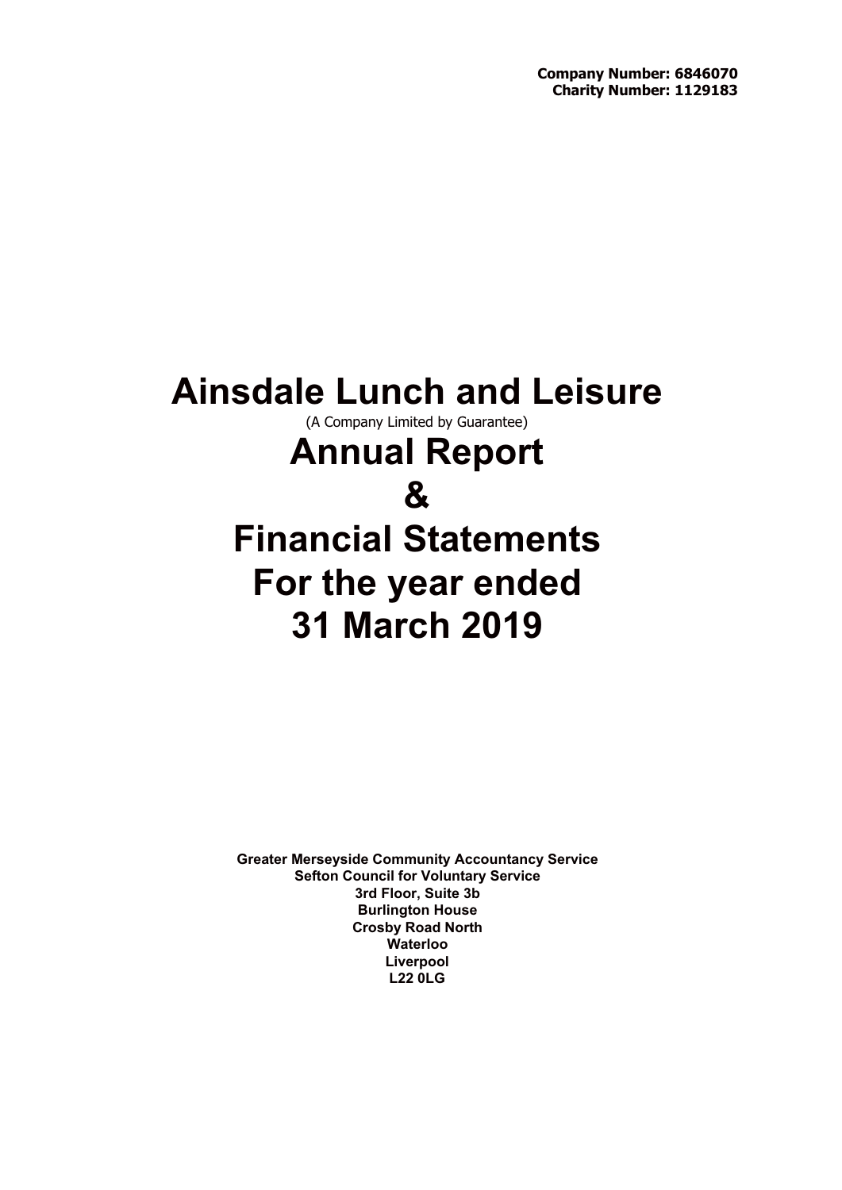**Company Number: 6846070**
**Charity Number: 1129183**

# Ainsdale Lunch and Leisure

(A Company Limited by Guarantee)

# Annual Report
# &
# Financial Statements
# For the year ended
# 31 March 2019

**Greater Merseyside Community Accountancy Service**
**Sefton Council for Voluntary Service**
**3rd Floor, Suite 3b**
**Burlington House**
**Crosby Road North**
**Waterloo**
**Liverpool**
**L22 0LG**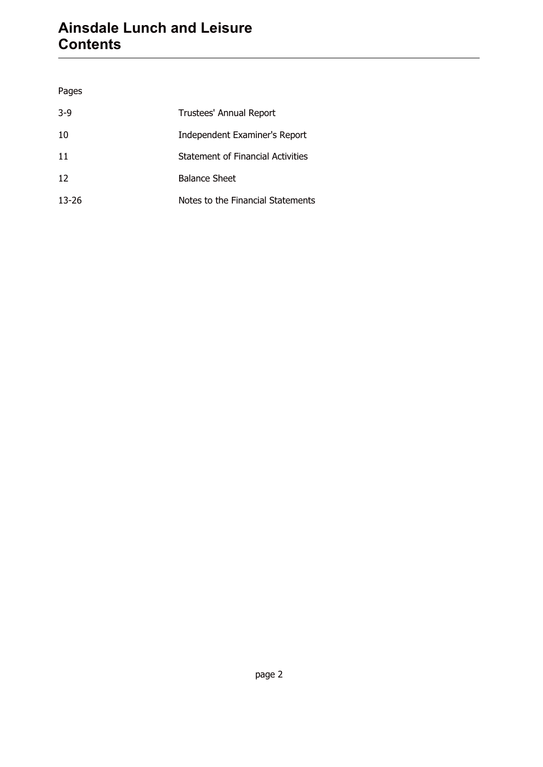# Ainsdale Lunch and Leisure
# Contents

| Pages | |
|---|---|
| 3-9 | Trustees' Annual Report |
| 10 | Independent Examiner's Report |
| 11 | Statement of Financial Activities |
| 12 | Balance Sheet |
| 13-26 | Notes to the Financial Statements |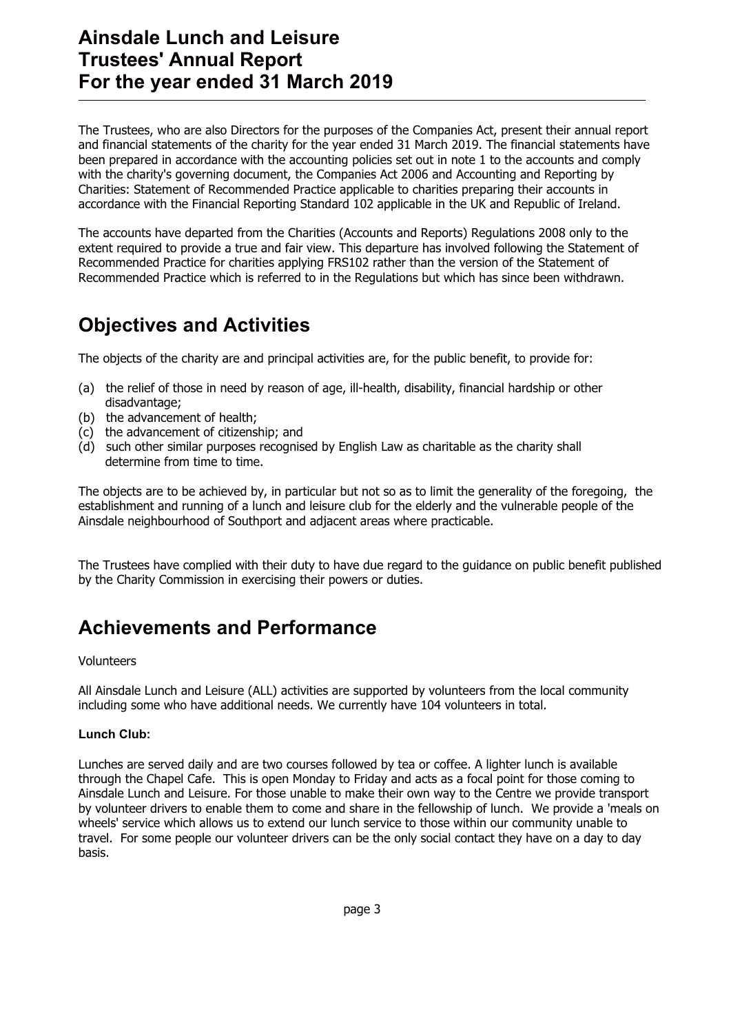# Ainsdale Lunch and Leisure
# Trustees' Annual Report
# For the year ended 31 March 2019

The Trustees, who are also Directors for the purposes of the Companies Act, present their annual report and financial statements of the charity for the year ended 31 March 2019. The financial statements have been prepared in accordance with the accounting policies set out in note 1 to the accounts and comply with the charity's governing document, the Companies Act 2006 and Accounting and Reporting by Charities: Statement of Recommended Practice applicable to charities preparing their accounts in accordance with the Financial Reporting Standard 102 applicable in the UK and Republic of Ireland.

The accounts have departed from the Charities (Accounts and Reports) Regulations 2008 only to the extent required to provide a true and fair view. This departure has involved following the Statement of Recommended Practice for charities applying FRS102 rather than the version of the Statement of Recommended Practice which is referred to in the Regulations but which has since been withdrawn.

## Objectives and Activities

The objects of the charity are and principal activities are, for the public benefit, to provide for:

(a) the relief of those in need by reason of age, ill-health, disability, financial hardship or other disadvantage;
(b) the advancement of health;
(c) the advancement of citizenship; and
(d) such other similar purposes recognised by English Law as charitable as the charity shall determine from time to time.

The objects are to be achieved by, in particular but not so as to limit the generality of the foregoing, the establishment and running of a lunch and leisure club for the elderly and the vulnerable people of the Ainsdale neighbourhood of Southport and adjacent areas where practicable.

The Trustees have complied with their duty to have due regard to the guidance on public benefit published by the Charity Commission in exercising their powers or duties.

## Achievements and Performance

Volunteers

All Ainsdale Lunch and Leisure (ALL) activities are supported by volunteers from the local community including some who have additional needs. We currently have 104 volunteers in total.

**Lunch Club:**

Lunches are served daily and are two courses followed by tea or coffee. A lighter lunch is available through the Chapel Cafe. This is open Monday to Friday and acts as a focal point for those coming to Ainsdale Lunch and Leisure. For those unable to make their own way to the Centre we provide transport by volunteer drivers to enable them to come and share in the fellowship of lunch. We provide a 'meals on wheels' service which allows us to extend our lunch service to those within our community unable to travel. For some people our volunteer drivers can be the only social contact they have on a day to day basis.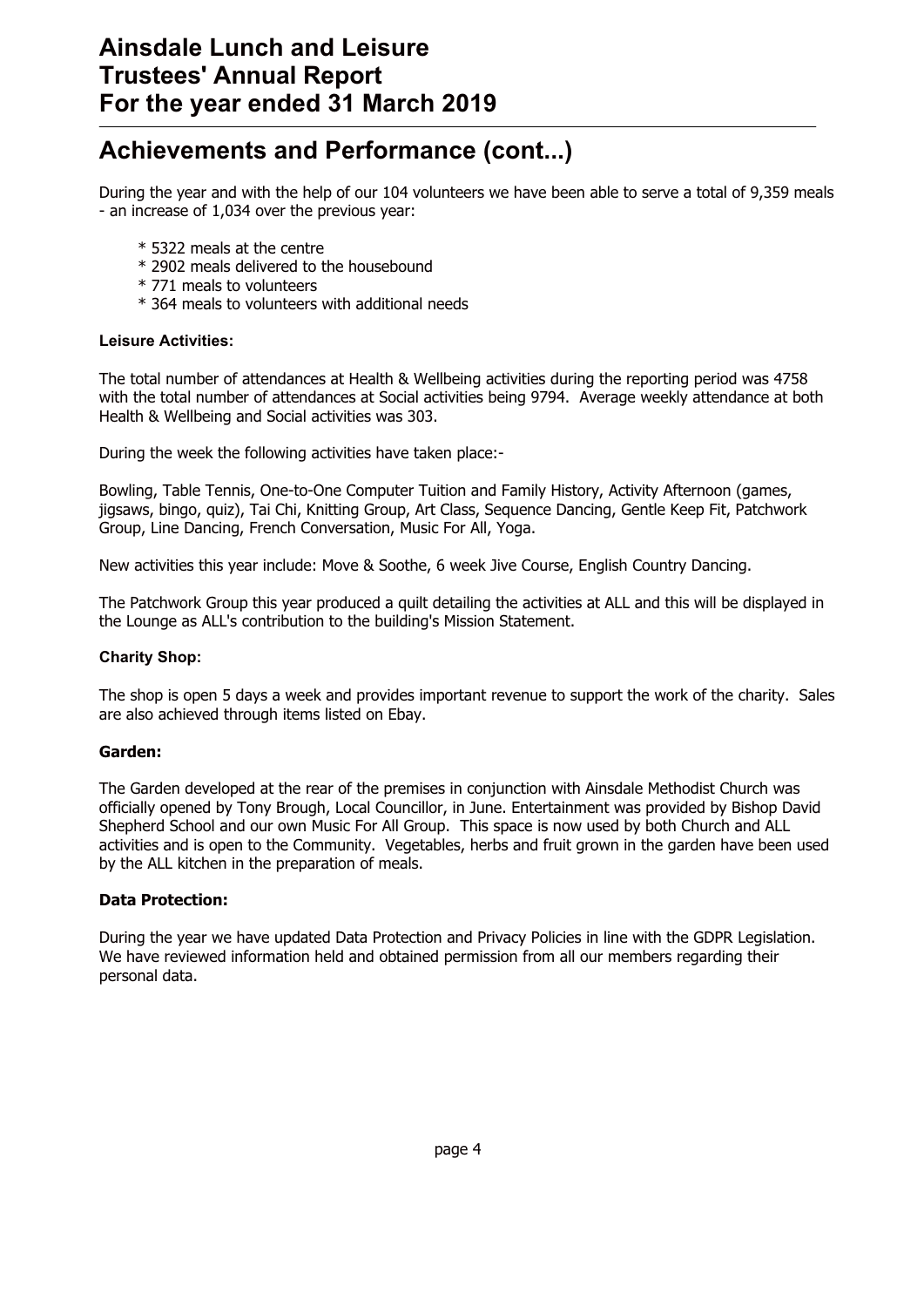## Achievements and Performance (cont...)

During the year and with the help of our 104 volunteers we have been able to serve a total of 9,359 meals - an increase of 1,034 over the previous year:

* 5322 meals at the centre
* 2902 meals delivered to the housebound
* 771 meals to volunteers
* 364 meals to volunteers with additional needs

**Leisure Activities:**

The total number of attendances at Health & Wellbeing activities during the reporting period was 4758 with the total number of attendances at Social activities being 9794. Average weekly attendance at both Health & Wellbeing and Social activities was 303.

During the week the following activities have taken place:-

Bowling, Table Tennis, One-to-One Computer Tuition and Family History, Activity Afternoon (games, jigsaws, bingo, quiz), Tai Chi, Knitting Group, Art Class, Sequence Dancing, Gentle Keep Fit, Patchwork Group, Line Dancing, French Conversation, Music For All, Yoga.

New activities this year include: Move & Soothe, 6 week Jive Course, English Country Dancing.

The Patchwork Group this year produced a quilt detailing the activities at ALL and this will be displayed in the Lounge as ALL's contribution to the building's Mission Statement.

**Charity Shop:**

The shop is open 5 days a week and provides important revenue to support the work of the charity. Sales are also achieved through items listed on Ebay.

**Garden:**

The Garden developed at the rear of the premises in conjunction with Ainsdale Methodist Church was officially opened by Tony Brough, Local Councillor, in June. Entertainment was provided by Bishop David Shepherd School and our own Music For All Group. This space is now used by both Church and ALL activities and is open to the Community. Vegetables, herbs and fruit grown in the garden have been used by the ALL kitchen in the preparation of meals.

**Data Protection:**

During the year we have updated Data Protection and Privacy Policies in line with the GDPR Legislation. We have reviewed information held and obtained permission from all our members regarding their personal data.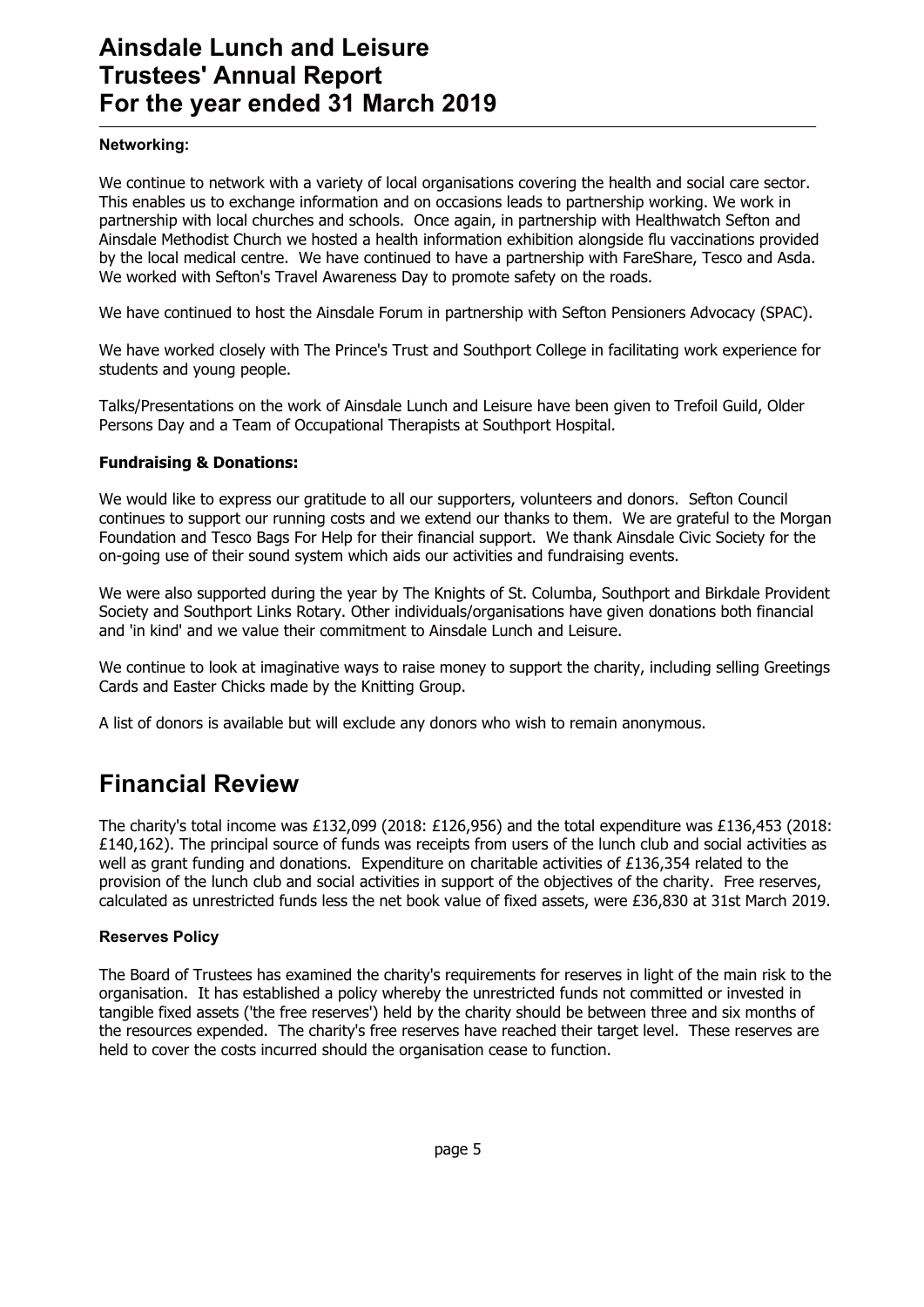### Networking:

We continue to network with a variety of local organisations covering the health and social care sector. This enables us to exchange information and on occasions leads to partnership working. We work in partnership with local churches and schools. Once again, in partnership with Healthwatch Sefton and Ainsdale Methodist Church we hosted a health information exhibition alongside flu vaccinations provided by the local medical centre. We have continued to have a partnership with FareShare, Tesco and Asda. We worked with Sefton's Travel Awareness Day to promote safety on the roads.

We have continued to host the Ainsdale Forum in partnership with Sefton Pensioners Advocacy (SPAC).

We have worked closely with The Prince's Trust and Southport College in facilitating work experience for students and young people.

Talks/Presentations on the work of Ainsdale Lunch and Leisure have been given to Trefoil Guild, Older Persons Day and a Team of Occupational Therapists at Southport Hospital.

### Fundraising & Donations:

We would like to express our gratitude to all our supporters, volunteers and donors. Sefton Council continues to support our running costs and we extend our thanks to them. We are grateful to the Morgan Foundation and Tesco Bags For Help for their financial support. We thank Ainsdale Civic Society for the on-going use of their sound system which aids our activities and fundraising events.

We were also supported during the year by The Knights of St. Columba, Southport and Birkdale Provident Society and Southport Links Rotary. Other individuals/organisations have given donations both financial and 'in kind' and we value their commitment to Ainsdale Lunch and Leisure.

We continue to look at imaginative ways to raise money to support the charity, including selling Greetings Cards and Easter Chicks made by the Knitting Group.

A list of donors is available but will exclude any donors who wish to remain anonymous.

# Financial Review

The charity's total income was £132,099 (2018: £126,956) and the total expenditure was £136,453 (2018: £140,162). The principal source of funds was receipts from users of the lunch club and social activities as well as grant funding and donations. Expenditure on charitable activities of £136,354 related to the provision of the lunch club and social activities in support of the objectives of the charity. Free reserves, calculated as unrestricted funds less the net book value of fixed assets, were £36,830 at 31st March 2019.

### Reserves Policy

The Board of Trustees has examined the charity's requirements for reserves in light of the main risk to the organisation. It has established a policy whereby the unrestricted funds not committed or invested in tangible fixed assets ('the free reserves') held by the charity should be between three and six months of the resources expended. The charity's free reserves have reached their target level. These reserves are held to cover the costs incurred should the organisation cease to function.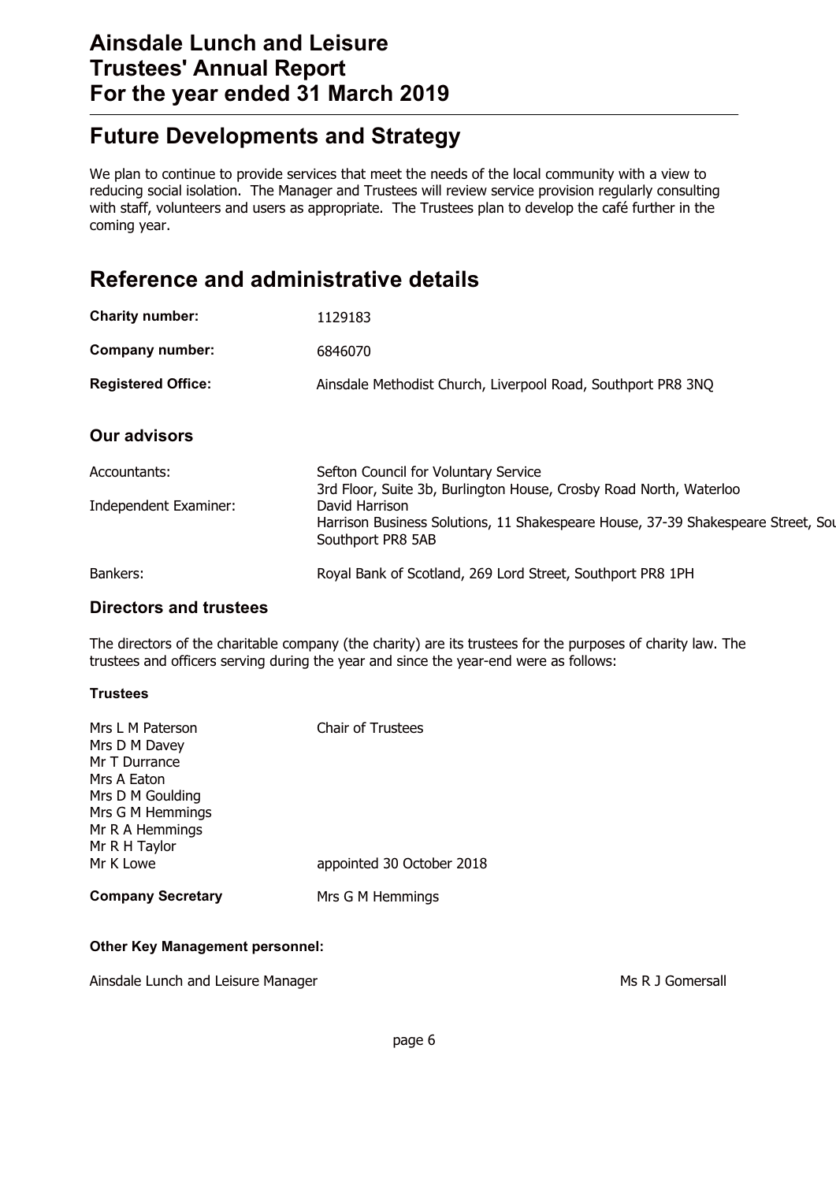## Future Developments and Strategy

We plan to continue to provide services that meet the needs of the local community with a view to reducing social isolation. The Manager and Trustees will review service provision regularly consulting with staff, volunteers and users as appropriate. The Trustees plan to develop the café further in the coming year.

## Reference and administrative details

| | |
|---|---|
| **Charity number:** | 1129183 |
| **Company number:** | 6846070 |
| **Registered Office:** | Ainsdale Methodist Church, Liverpool Road, Southport PR8 3NQ |

### Our advisors

| | |
|---|---|
| Accountants: | Sefton Council for Voluntary Service<br>3rd Floor, Suite 3b, Burlington House, Crosby Road North, Waterloo |
| Independent Examiner: | David Harrison<br>Harrison Business Solutions, 11 Shakespeare House, 37-39 Shakespeare Street, Sou<br>Southport PR8 5AB |
| Bankers: | Royal Bank of Scotland, 269 Lord Street, Southport PR8 1PH |

### Directors and trustees

The directors of the charitable company (the charity) are its trustees for the purposes of charity law. The trustees and officers serving during the year and since the year-end were as follows:

**Trustees**

| | |
|---|---|
| Mrs L M Paterson | Chair of Trustees |
| Mrs D M Davey | |
| Mr T Durrance | |
| Mrs A Eaton | |
| Mrs D M Goulding | |
| Mrs G M Hemmings | |
| Mr R A Hemmings | |
| Mr R H Taylor | |
| Mr K Lowe | appointed 30 October 2018 |

**Company Secretary** Mrs G M Hemmings

**Other Key Management personnel:**

Ainsdale Lunch and Leisure Manager Ms R J Gomersall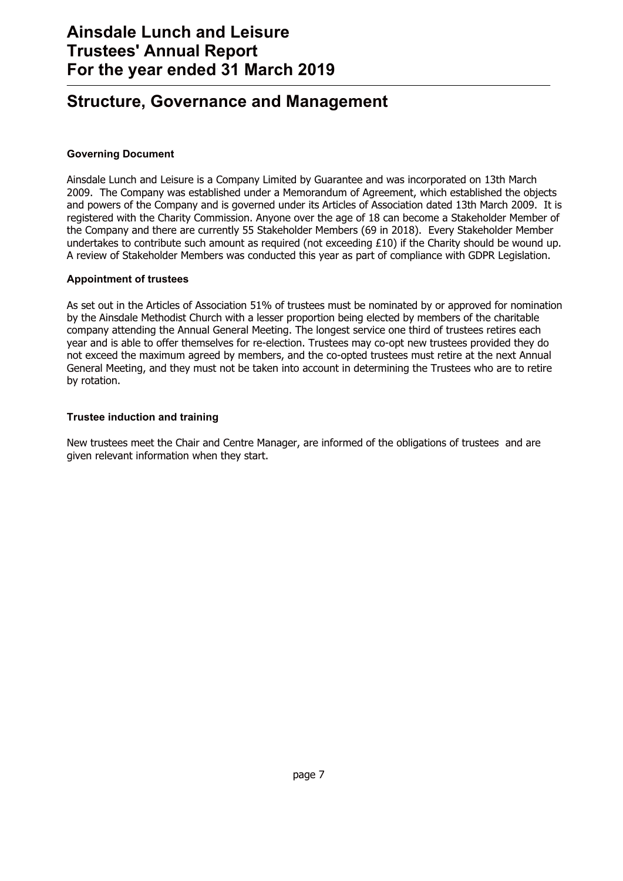## Structure, Governance and Management

### Governing Document

Ainsdale Lunch and Leisure is a Company Limited by Guarantee and was incorporated on 13th March 2009. The Company was established under a Memorandum of Agreement, which established the objects and powers of the Company and is governed under its Articles of Association dated 13th March 2009. It is registered with the Charity Commission. Anyone over the age of 18 can become a Stakeholder Member of the Company and there are currently 55 Stakeholder Members (69 in 2018). Every Stakeholder Member undertakes to contribute such amount as required (not exceeding £10) if the Charity should be wound up. A review of Stakeholder Members was conducted this year as part of compliance with GDPR Legislation.

### Appointment of trustees

As set out in the Articles of Association 51% of trustees must be nominated by or approved for nomination by the Ainsdale Methodist Church with a lesser proportion being elected by members of the charitable company attending the Annual General Meeting. The longest service one third of trustees retires each year and is able to offer themselves for re-election. Trustees may co-opt new trustees provided they do not exceed the maximum agreed by members, and the co-opted trustees must retire at the next Annual General Meeting, and they must not be taken into account in determining the Trustees who are to retire by rotation.

### Trustee induction and training

New trustees meet the Chair and Centre Manager, are informed of the obligations of trustees and are given relevant information when they start.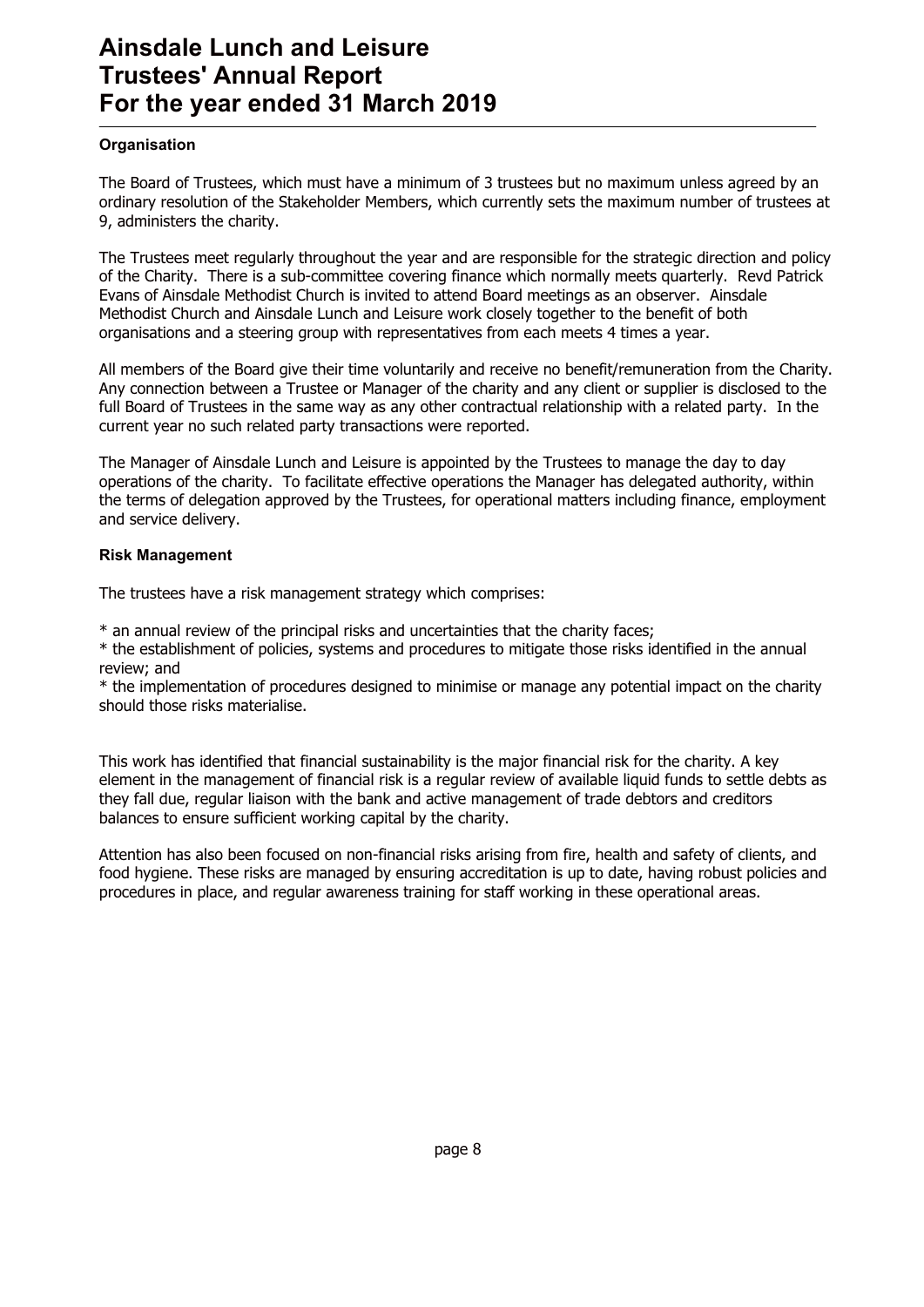### Organisation

The Board of Trustees, which must have a minimum of 3 trustees but no maximum unless agreed by an ordinary resolution of the Stakeholder Members, which currently sets the maximum number of trustees at 9, administers the charity.

The Trustees meet regularly throughout the year and are responsible for the strategic direction and policy of the Charity. There is a sub-committee covering finance which normally meets quarterly. Revd Patrick Evans of Ainsdale Methodist Church is invited to attend Board meetings as an observer. Ainsdale Methodist Church and Ainsdale Lunch and Leisure work closely together to the benefit of both organisations and a steering group with representatives from each meets 4 times a year.

All members of the Board give their time voluntarily and receive no benefit/remuneration from the Charity. Any connection between a Trustee or Manager of the charity and any client or supplier is disclosed to the full Board of Trustees in the same way as any other contractual relationship with a related party. In the current year no such related party transactions were reported.

The Manager of Ainsdale Lunch and Leisure is appointed by the Trustees to manage the day to day operations of the charity. To facilitate effective operations the Manager has delegated authority, within the terms of delegation approved by the Trustees, for operational matters including finance, employment and service delivery.

### Risk Management

The trustees have a risk management strategy which comprises:

* an annual review of the principal risks and uncertainties that the charity faces;
* the establishment of policies, systems and procedures to mitigate those risks identified in the annual review; and
* the implementation of procedures designed to minimise or manage any potential impact on the charity should those risks materialise.

This work has identified that financial sustainability is the major financial risk for the charity. A key element in the management of financial risk is a regular review of available liquid funds to settle debts as they fall due, regular liaison with the bank and active management of trade debtors and creditors balances to ensure sufficient working capital by the charity.

Attention has also been focused on non-financial risks arising from fire, health and safety of clients, and food hygiene. These risks are managed by ensuring accreditation is up to date, having robust policies and procedures in place, and regular awareness training for staff working in these operational areas.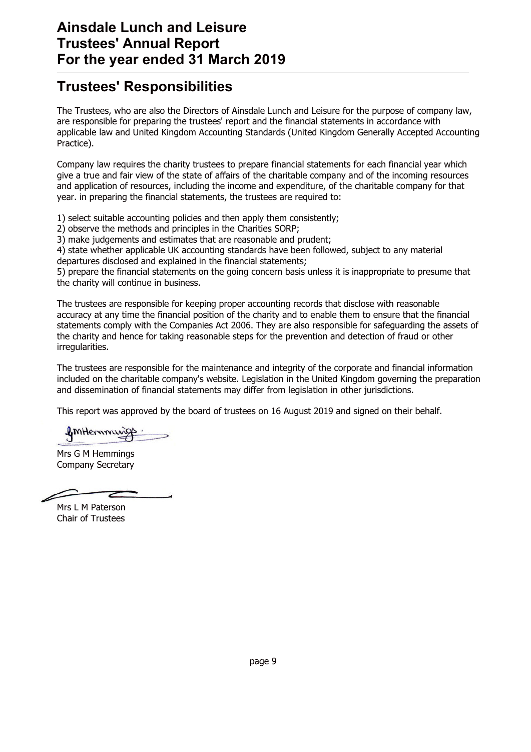# Trustees' Responsibilities

The Trustees, who are also the Directors of Ainsdale Lunch and Leisure for the purpose of company law, are responsible for preparing the trustees' report and the financial statements in accordance with applicable law and United Kingdom Accounting Standards (United Kingdom Generally Accepted Accounting Practice).

Company law requires the charity trustees to prepare financial statements for each financial year which give a true and fair view of the state of affairs of the charitable company and of the incoming resources and application of resources, including the income and expenditure, of the charitable company for that year. in preparing the financial statements, the trustees are required to:

1) select suitable accounting policies and then apply them consistently;
2) observe the methods and principles in the Charities SORP;
3) make judgements and estimates that are reasonable and prudent;
4) state whether applicable UK accounting standards have been followed, subject to any material departures disclosed and explained in the financial statements;
5) prepare the financial statements on the going concern basis unless it is inappropriate to presume that the charity will continue in business.

The trustees are responsible for keeping proper accounting records that disclose with reasonable accuracy at any time the financial position of the charity and to enable them to ensure that the financial statements comply with the Companies Act 2006. They are also responsible for safeguarding the assets of the charity and hence for taking reasonable steps for the prevention and detection of fraud or other irregularities.

The trustees are responsible for the maintenance and integrity of the corporate and financial information included on the charitable company's website. Legislation in the United Kingdom governing the preparation and dissemination of financial statements may differ from legislation in other jurisdictions.

This report was approved by the board of trustees on 16 August 2019 and signed on their behalf.

Mrs G M Hemmings
Company Secretary

Mrs L M Paterson
Chair of Trustees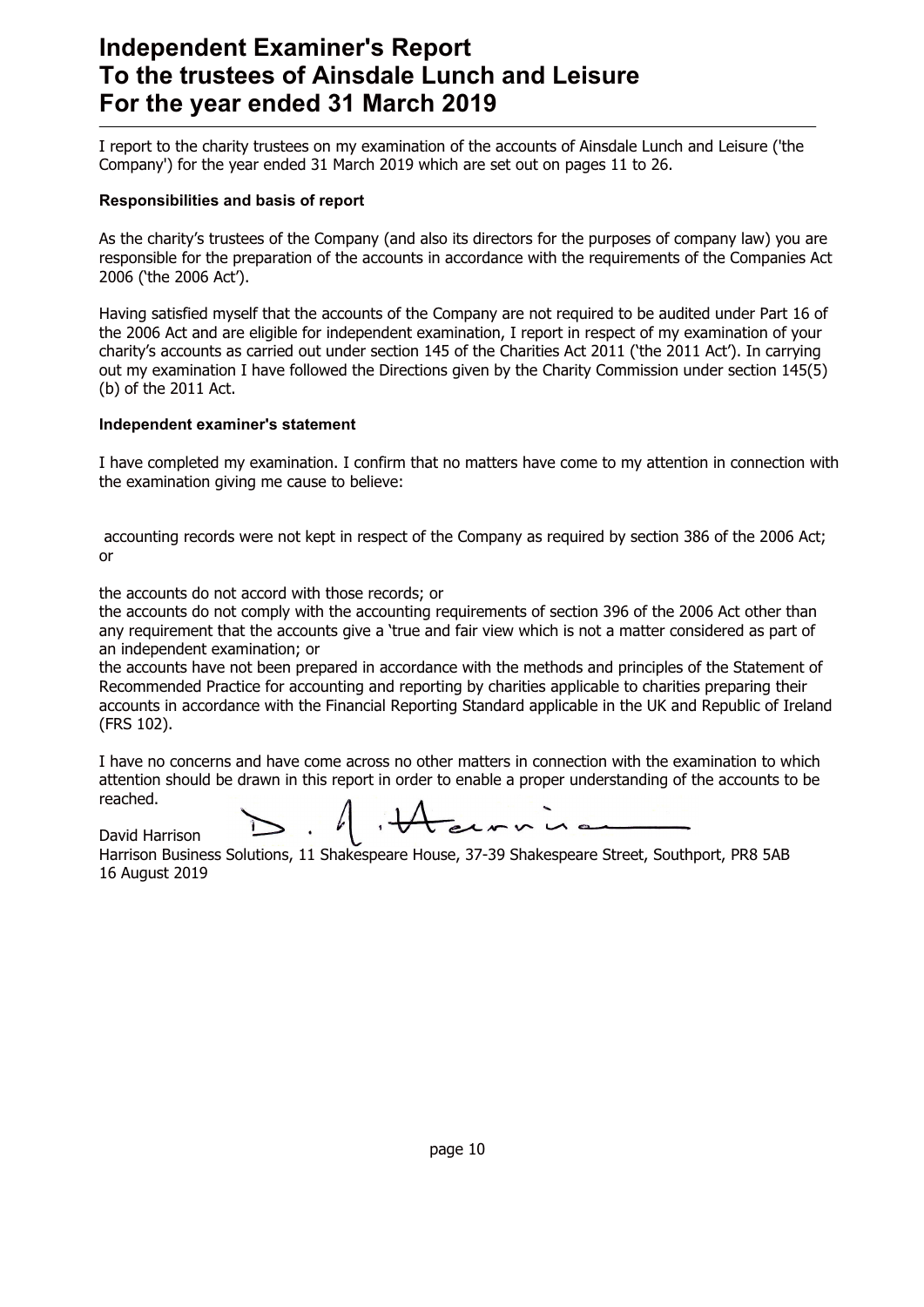# Independent Examiner's Report
# To the trustees of Ainsdale Lunch and Leisure
# For the year ended 31 March 2019

I report to the charity trustees on my examination of the accounts of Ainsdale Lunch and Leisure ('the Company') for the year ended 31 March 2019 which are set out on pages 11 to 26.

**Responsibilities and basis of report**

As the charity's trustees of the Company (and also its directors for the purposes of company law) you are responsible for the preparation of the accounts in accordance with the requirements of the Companies Act 2006 ('the 2006 Act').

Having satisfied myself that the accounts of the Company are not required to be audited under Part 16 of the 2006 Act and are eligible for independent examination, I report in respect of my examination of your charity's accounts as carried out under section 145 of the Charities Act 2011 ('the 2011 Act'). In carrying out my examination I have followed the Directions given by the Charity Commission under section 145(5) (b) of the 2011 Act.

**Independent examiner's statement**

I have completed my examination. I confirm that no matters have come to my attention in connection with the examination giving me cause to believe:

accounting records were not kept in respect of the Company as required by section 386 of the 2006 Act; or

the accounts do not accord with those records; or

the accounts do not comply with the accounting requirements of section 396 of the 2006 Act other than any requirement that the accounts give a 'true and fair view which is not a matter considered as part of an independent examination; or

the accounts have not been prepared in accordance with the methods and principles of the Statement of Recommended Practice for accounting and reporting by charities applicable to charities preparing their accounts in accordance with the Financial Reporting Standard applicable in the UK and Republic of Ireland (FRS 102).

I have no concerns and have come across no other matters in connection with the examination to which attention should be drawn in this report in order to enable a proper understanding of the accounts to be reached.

David Harrison

Harrison Business Solutions, 11 Shakespeare House, 37-39 Shakespeare Street, Southport, PR8 5AB

16 August 2019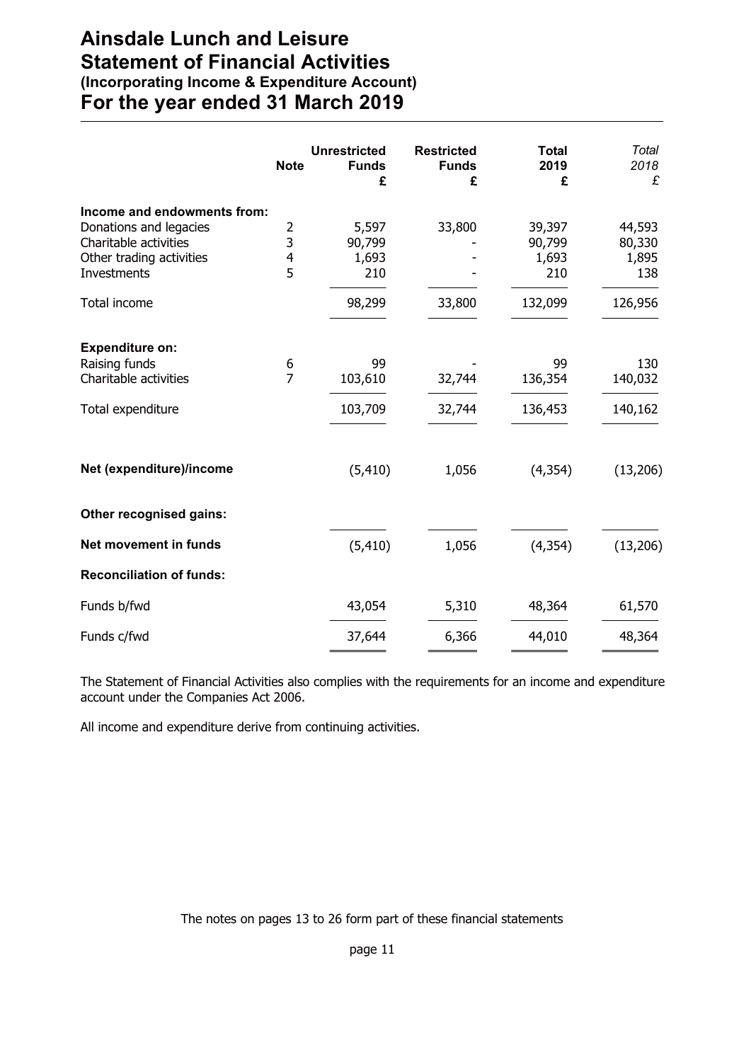# Ainsdale Lunch and Leisure
# Statement of Financial Activities
### (Incorporating Income & Expenditure Account)
# For the year ended 31 March 2019

| | Note | Unrestricted Funds £ | Restricted Funds £ | Total 2019 £ | *Total 2018 £* |
|---|---|---|---|---|---|
| **Income and endowments from:** | | | | | |
| Donations and legacies | 2 | 5,597 | 33,800 | 39,397 | 44,593 |
| Charitable activities | 3 | 90,799 | - | 90,799 | 80,330 |
| Other trading activities | 4 | 1,693 | - | 1,693 | 1,895 |
| Investments | 5 | 210 | - | 210 | 138 |
| Total income | | 98,299 | 33,800 | 132,099 | 126,956 |
| **Expenditure on:** | | | | | |
| Raising funds | 6 | 99 | - | 99 | 130 |
| Charitable activities | 7 | 103,610 | 32,744 | 136,354 | 140,032 |
| Total expenditure | | 103,709 | 32,744 | 136,453 | 140,162 |
| **Net (expenditure)/income** | | (5,410) | 1,056 | (4,354) | (13,206) |
| **Other recognised gains:** | | | | | |
| **Net movement in funds** | | (5,410) | 1,056 | (4,354) | (13,206) |
| **Reconciliation of funds:** | | | | | |
| Funds b/fwd | | 43,054 | 5,310 | 48,364 | 61,570 |
| Funds c/fwd | | 37,644 | 6,366 | 44,010 | 48,364 |

The Statement of Financial Activities also complies with the requirements for an income and expenditure account under the Companies Act 2006.

All income and expenditure derive from continuing activities.

The notes on pages 13 to 26 form part of these financial statements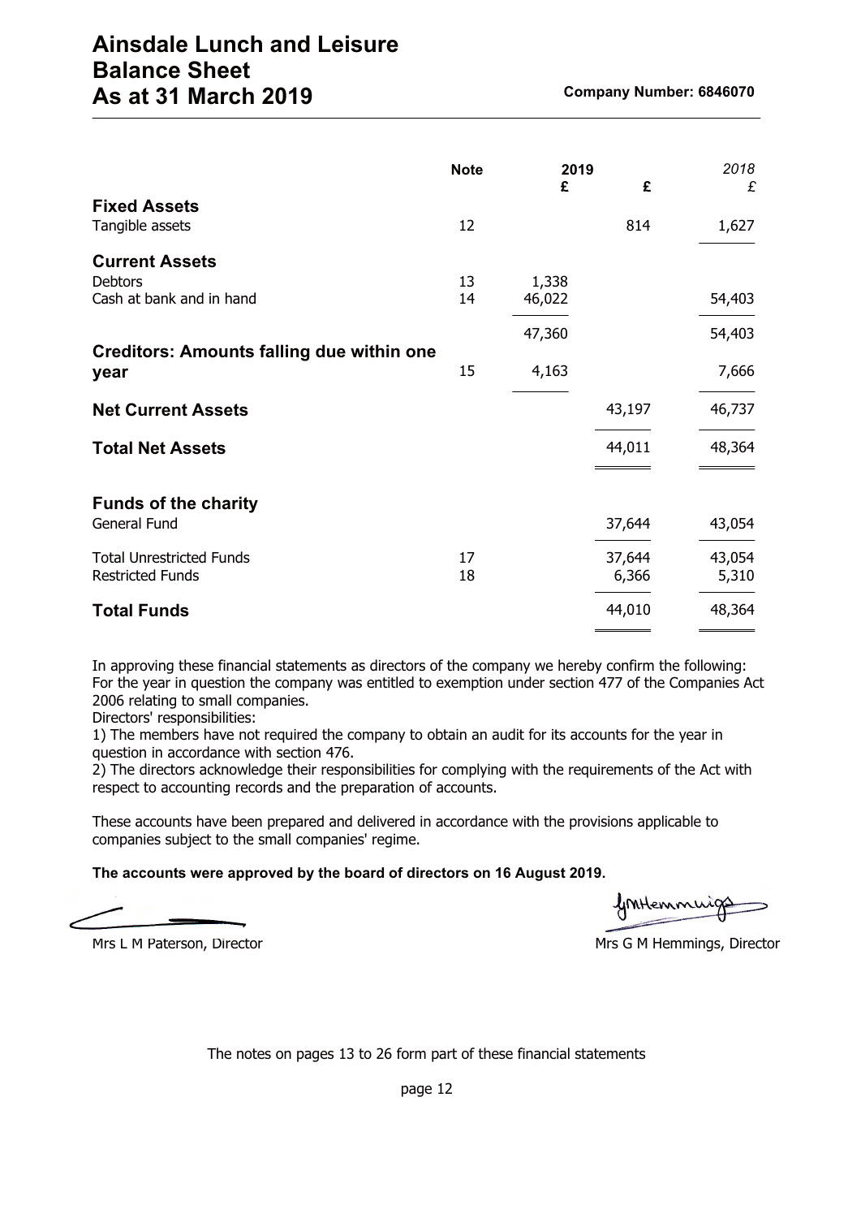# Ainsdale Lunch and Leisure
# Balance Sheet
# As at 31 March 2019

**Company Number: 6846070**

| | Note | 2019 £ | £ | *2018* *£* |
|---|---|---|---|---|
| **Fixed Assets** | | | | |
| Tangible assets | 12 | | 814 | 1,627 |
| **Current Assets** | | | | |
| Debtors | 13 | 1,338 | | |
| Cash at bank and in hand | 14 | 46,022 | | 54,403 |
| | | 47,360 | | 54,403 |
| **Creditors: Amounts falling due within one year** | 15 | 4,163 | | 7,666 |
| **Net Current Assets** | | | 43,197 | 46,737 |
| **Total Net Assets** | | | 44,011 | 48,364 |
| **Funds of the charity** | | | | |
| General Fund | | | 37,644 | 43,054 |
| Total Unrestricted Funds | 17 | | 37,644 | 43,054 |
| Restricted Funds | 18 | | 6,366 | 5,310 |
| **Total Funds** | | | 44,010 | 48,364 |

In approving these financial statements as directors of the company we hereby confirm the following:
For the year in question the company was entitled to exemption under section 477 of the Companies Act 2006 relating to small companies.
Directors' responsibilities:
1) The members have not required the company to obtain an audit for its accounts for the year in question in accordance with section 476.
2) The directors acknowledge their responsibilities for complying with the requirements of the Act with respect to accounting records and the preparation of accounts.

These accounts have been prepared and delivered in accordance with the provisions applicable to companies subject to the small companies' regime.

**The accounts were approved by the board of directors on 16 August 2019.**

Mrs L M Paterson, Director

Mrs G M Hemmings, Director

The notes on pages 13 to 26 form part of these financial statements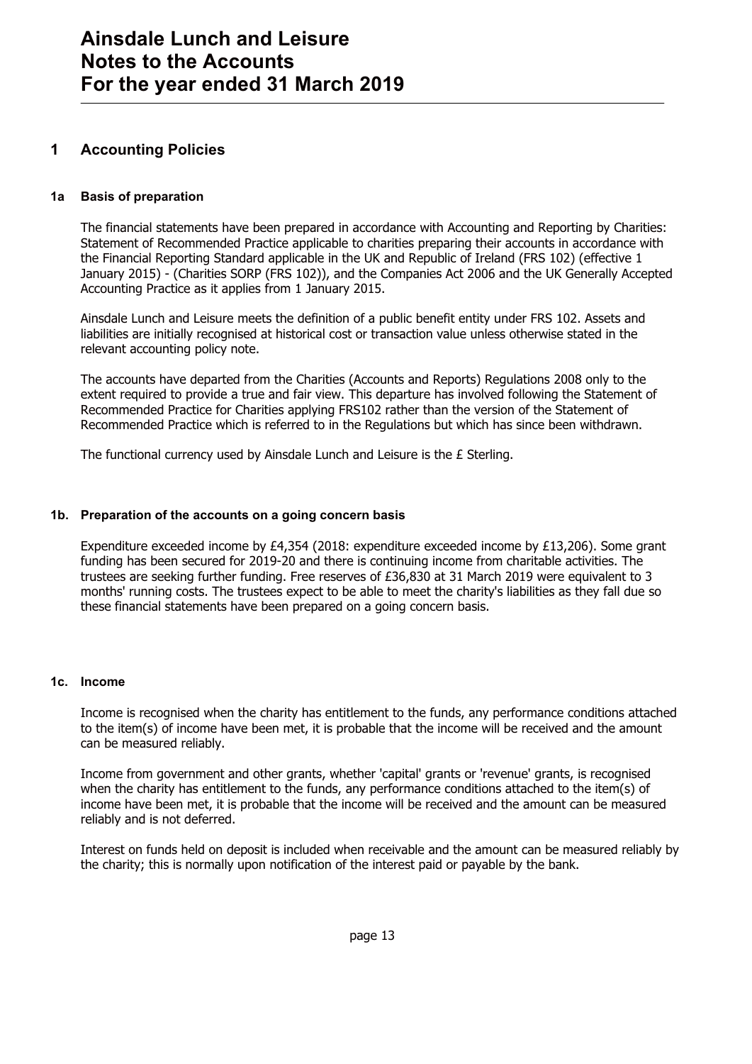# Ainsdale Lunch and Leisure
# Notes to the Accounts
# For the year ended 31 March 2019

## 1 Accounting Policies

### 1a Basis of preparation

The financial statements have been prepared in accordance with Accounting and Reporting by Charities: Statement of Recommended Practice applicable to charities preparing their accounts in accordance with the Financial Reporting Standard applicable in the UK and Republic of Ireland (FRS 102) (effective 1 January 2015) - (Charities SORP (FRS 102)), and the Companies Act 2006 and the UK Generally Accepted Accounting Practice as it applies from 1 January 2015.

Ainsdale Lunch and Leisure meets the definition of a public benefit entity under FRS 102. Assets and liabilities are initially recognised at historical cost or transaction value unless otherwise stated in the relevant accounting policy note.

The accounts have departed from the Charities (Accounts and Reports) Regulations 2008 only to the extent required to provide a true and fair view. This departure has involved following the Statement of Recommended Practice for Charities applying FRS102 rather than the version of the Statement of Recommended Practice which is referred to in the Regulations but which has since been withdrawn.

The functional currency used by Ainsdale Lunch and Leisure is the £ Sterling.

### 1b. Preparation of the accounts on a going concern basis

Expenditure exceeded income by £4,354 (2018: expenditure exceeded income by £13,206). Some grant funding has been secured for 2019-20 and there is continuing income from charitable activities. The trustees are seeking further funding. Free reserves of £36,830 at 31 March 2019 were equivalent to 3 months' running costs. The trustees expect to be able to meet the charity's liabilities as they fall due so these financial statements have been prepared on a going concern basis.

### 1c. Income

Income is recognised when the charity has entitlement to the funds, any performance conditions attached to the item(s) of income have been met, it is probable that the income will be received and the amount can be measured reliably.

Income from government and other grants, whether 'capital' grants or 'revenue' grants, is recognised when the charity has entitlement to the funds, any performance conditions attached to the item(s) of income have been met, it is probable that the income will be received and the amount can be measured reliably and is not deferred.

Interest on funds held on deposit is included when receivable and the amount can be measured reliably by the charity; this is normally upon notification of the interest paid or payable by the bank.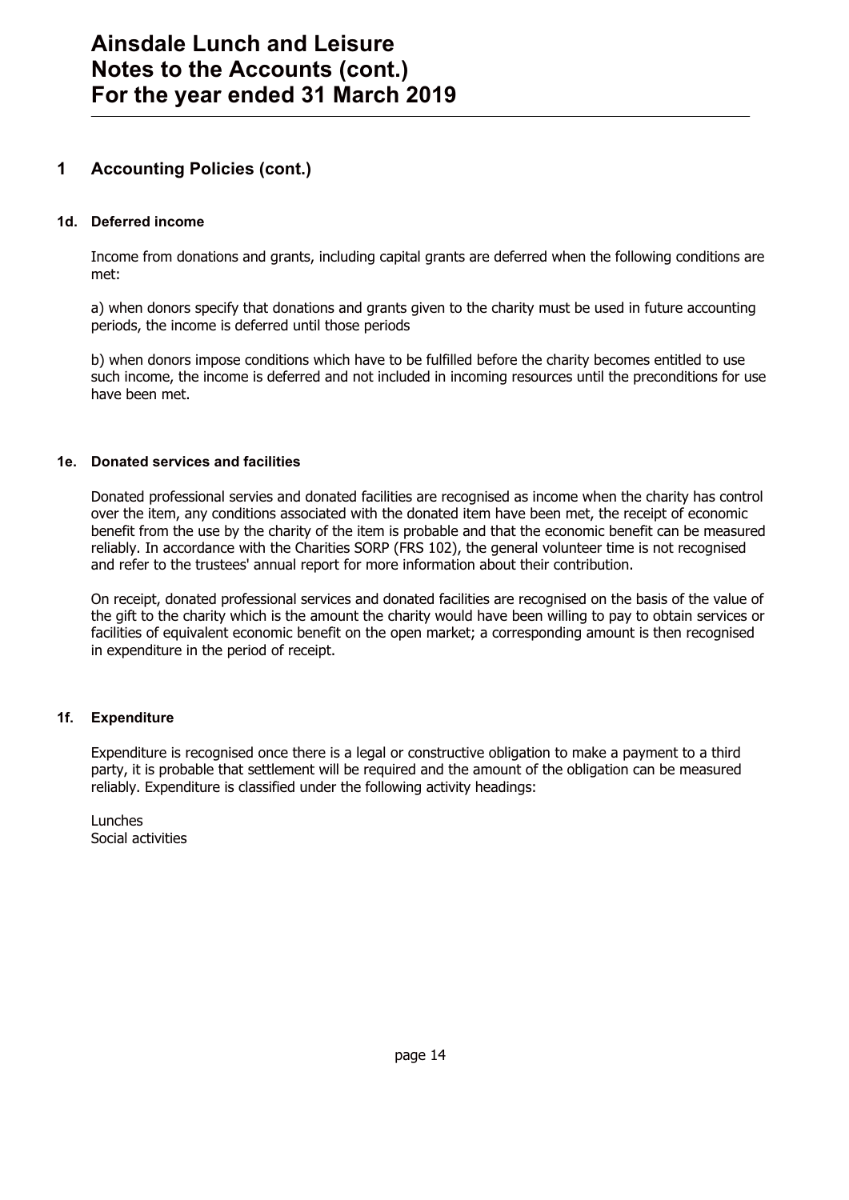# Ainsdale Lunch and Leisure
# Notes to the Accounts (cont.)
# For the year ended 31 March 2019

## 1 Accounting Policies (cont.)

### 1d. Deferred income

Income from donations and grants, including capital grants are deferred when the following conditions are met:

a) when donors specify that donations and grants given to the charity must be used in future accounting periods, the income is deferred until those periods

b) when donors impose conditions which have to be fulfilled before the charity becomes entitled to use such income, the income is deferred and not included in incoming resources until the preconditions for use have been met.

### 1e. Donated services and facilities

Donated professional servies and donated facilities are recognised as income when the charity has control over the item, any conditions associated with the donated item have been met, the receipt of economic benefit from the use by the charity of the item is probable and that the economic benefit can be measured reliably. In accordance with the Charities SORP (FRS 102), the general volunteer time is not recognised and refer to the trustees' annual report for more information about their contribution.

On receipt, donated professional services and donated facilities are recognised on the basis of the value of the gift to the charity which is the amount the charity would have been willing to pay to obtain services or facilities of equivalent economic benefit on the open market; a corresponding amount is then recognised in expenditure in the period of receipt.

### 1f. Expenditure

Expenditure is recognised once there is a legal or constructive obligation to make a payment to a third party, it is probable that settlement will be required and the amount of the obligation can be measured reliably. Expenditure is classified under the following activity headings:

Lunches
Social activities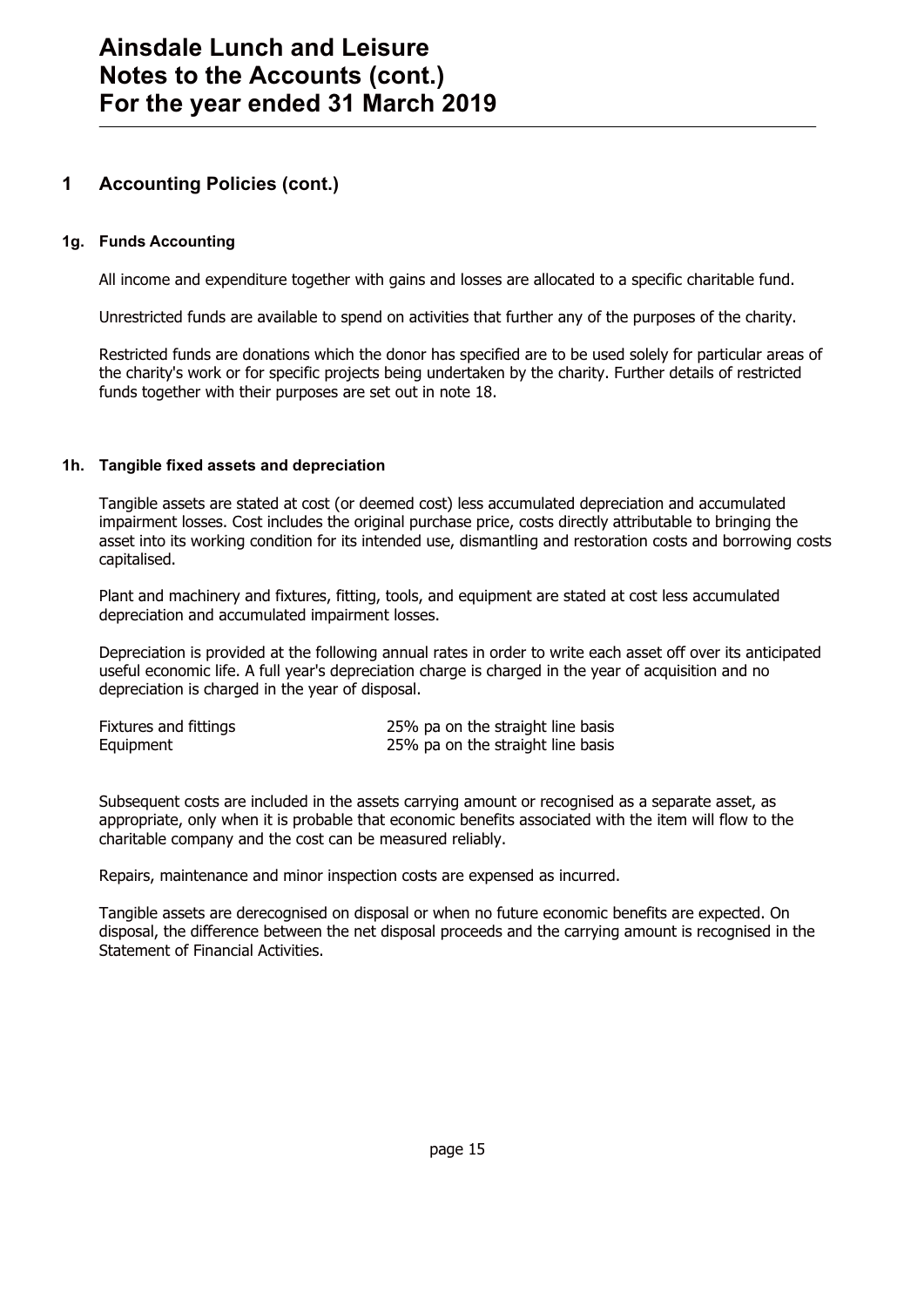# Ainsdale Lunch and Leisure
# Notes to the Accounts (cont.)
# For the year ended 31 March 2019

## 1 Accounting Policies (cont.)

### 1g. Funds Accounting

All income and expenditure together with gains and losses are allocated to a specific charitable fund.

Unrestricted funds are available to spend on activities that further any of the purposes of the charity.

Restricted funds are donations which the donor has specified are to be used solely for particular areas of the charity's work or for specific projects being undertaken by the charity. Further details of restricted funds together with their purposes are set out in note 18.

### 1h. Tangible fixed assets and depreciation

Tangible assets are stated at cost (or deemed cost) less accumulated depreciation and accumulated impairment losses. Cost includes the original purchase price, costs directly attributable to bringing the asset into its working condition for its intended use, dismantling and restoration costs and borrowing costs capitalised.

Plant and machinery and fixtures, fitting, tools, and equipment are stated at cost less accumulated depreciation and accumulated impairment losses.

Depreciation is provided at the following annual rates in order to write each asset off over its anticipated useful economic life. A full year's depreciation charge is charged in the year of acquisition and no depreciation is charged in the year of disposal.

| | |
|---|---|
| Fixtures and fittings | 25% pa on the straight line basis |
| Equipment | 25% pa on the straight line basis |

Subsequent costs are included in the assets carrying amount or recognised as a separate asset, as appropriate, only when it is probable that economic benefits associated with the item will flow to the charitable company and the cost can be measured reliably.

Repairs, maintenance and minor inspection costs are expensed as incurred.

Tangible assets are derecognised on disposal or when no future economic benefits are expected. On disposal, the difference between the net disposal proceeds and the carrying amount is recognised in the Statement of Financial Activities.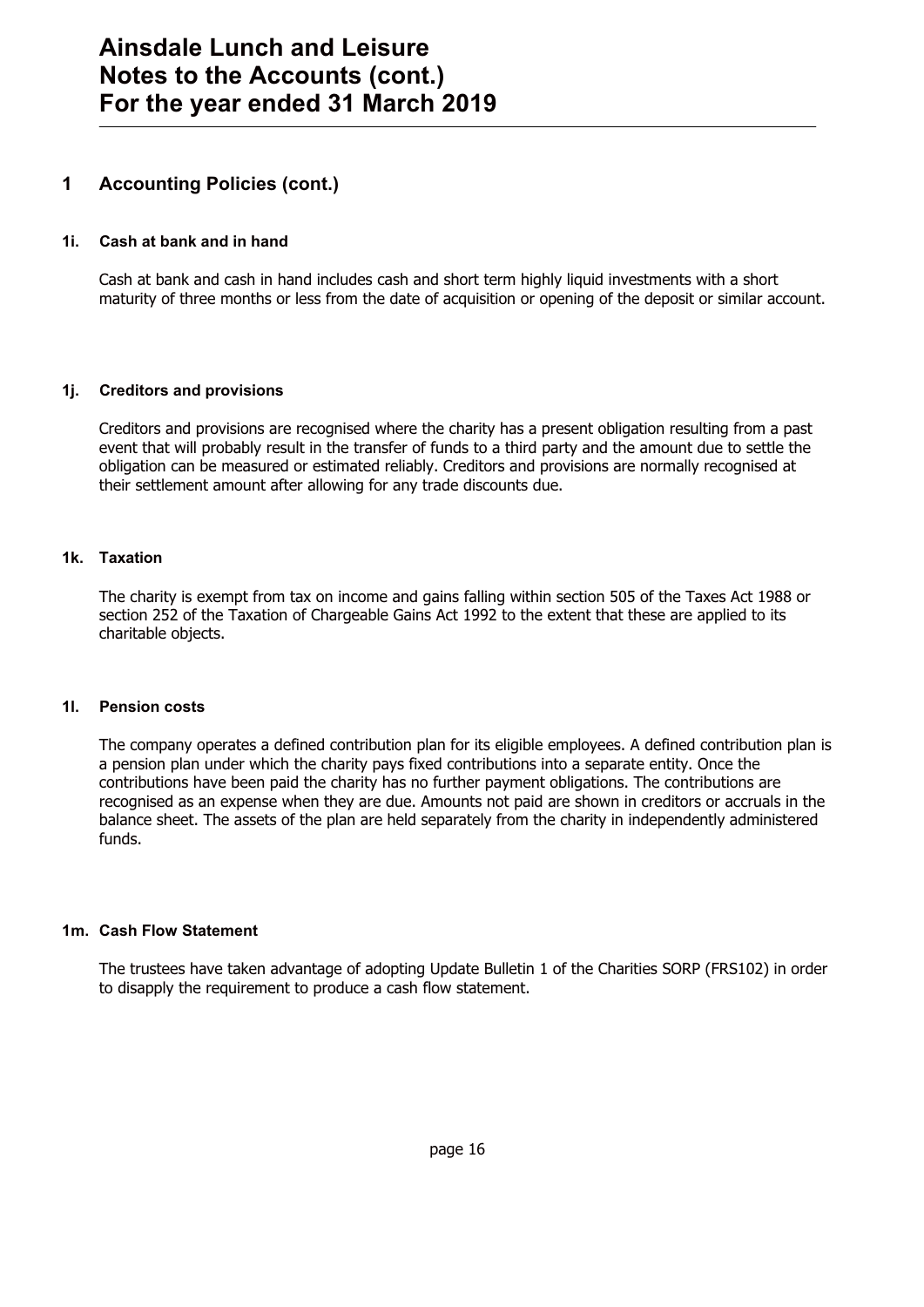# Ainsdale Lunch and Leisure
# Notes to the Accounts (cont.)
# For the year ended 31 March 2019

## 1 Accounting Policies (cont.)

### 1i. Cash at bank and in hand

Cash at bank and cash in hand includes cash and short term highly liquid investments with a short maturity of three months or less from the date of acquisition or opening of the deposit or similar account.

### 1j. Creditors and provisions

Creditors and provisions are recognised where the charity has a present obligation resulting from a past event that will probably result in the transfer of funds to a third party and the amount due to settle the obligation can be measured or estimated reliably. Creditors and provisions are normally recognised at their settlement amount after allowing for any trade discounts due.

### 1k. Taxation

The charity is exempt from tax on income and gains falling within section 505 of the Taxes Act 1988 or section 252 of the Taxation of Chargeable Gains Act 1992 to the extent that these are applied to its charitable objects.

### 1l. Pension costs

The company operates a defined contribution plan for its eligible employees. A defined contribution plan is a pension plan under which the charity pays fixed contributions into a separate entity. Once the contributions have been paid the charity has no further payment obligations. The contributions are recognised as an expense when they are due. Amounts not paid are shown in creditors or accruals in the balance sheet. The assets of the plan are held separately from the charity in independently administered funds.

### 1m. Cash Flow Statement

The trustees have taken advantage of adopting Update Bulletin 1 of the Charities SORP (FRS102) in order to disapply the requirement to produce a cash flow statement.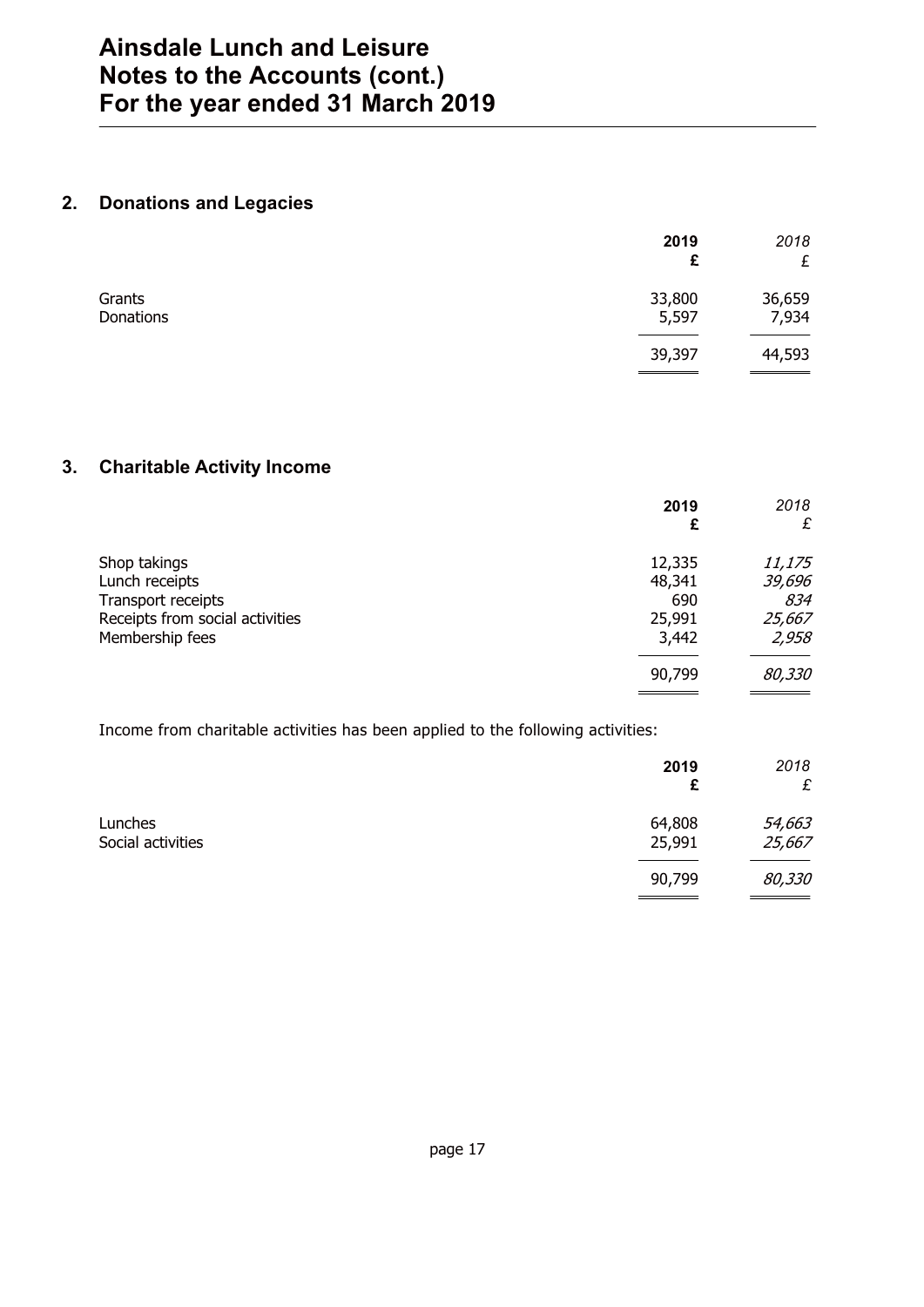# Ainsdale Lunch and Leisure
# Notes to the Accounts (cont.)
# For the year ended 31 March 2019

## 2. Donations and Legacies

| | **2019** £ | *2018* £ |
|---|---|---|
| Grants | 33,800 | 36,659 |
| Donations | 5,597 | 7,934 |
| | 39,397 | 44,593 |

## 3. Charitable Activity Income

| | **2019** £ | *2018* £ |
|---|---|---|
| Shop takings | 12,335 | *11,175* |
| Lunch receipts | 48,341 | *39,696* |
| Transport receipts | 690 | *834* |
| Receipts from social activities | 25,991 | *25,667* |
| Membership fees | 3,442 | *2,958* |
| | 90,799 | *80,330* |

Income from charitable activities has been applied to the following activities:

| | **2019** £ | *2018* £ |
|---|---|---|
| Lunches | 64,808 | *54,663* |
| Social activities | 25,991 | *25,667* |
| | 90,799 | *80,330* |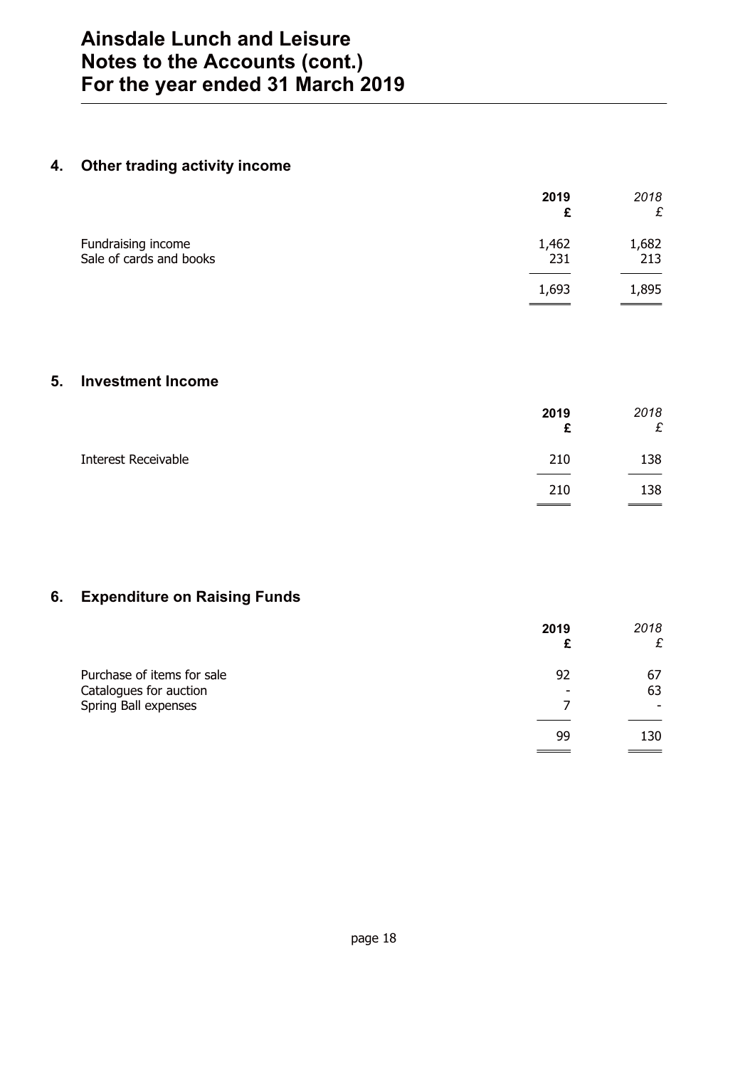# Ainsdale Lunch and Leisure
# Notes to the Accounts (cont.)
# For the year ended 31 March 2019

## 4. Other trading activity income

| | **2019** **£** | *2018* *£* |
|---|---|---|
| Fundraising income | 1,462 | 1,682 |
| Sale of cards and books | 231 | 213 |
| | 1,693 | 1,895 |

## 5. Investment Income

| | **2019** **£** | *2018* *£* |
|---|---|---|
| Interest Receivable | 210 | 138 |
| | 210 | 138 |

## 6. Expenditure on Raising Funds

| | **2019** **£** | *2018* *£* |
|---|---|---|
| Purchase of items for sale | 92 | 67 |
| Catalogues for auction | - | 63 |
| Spring Ball expenses | 7 | - |
| | 99 | 130 |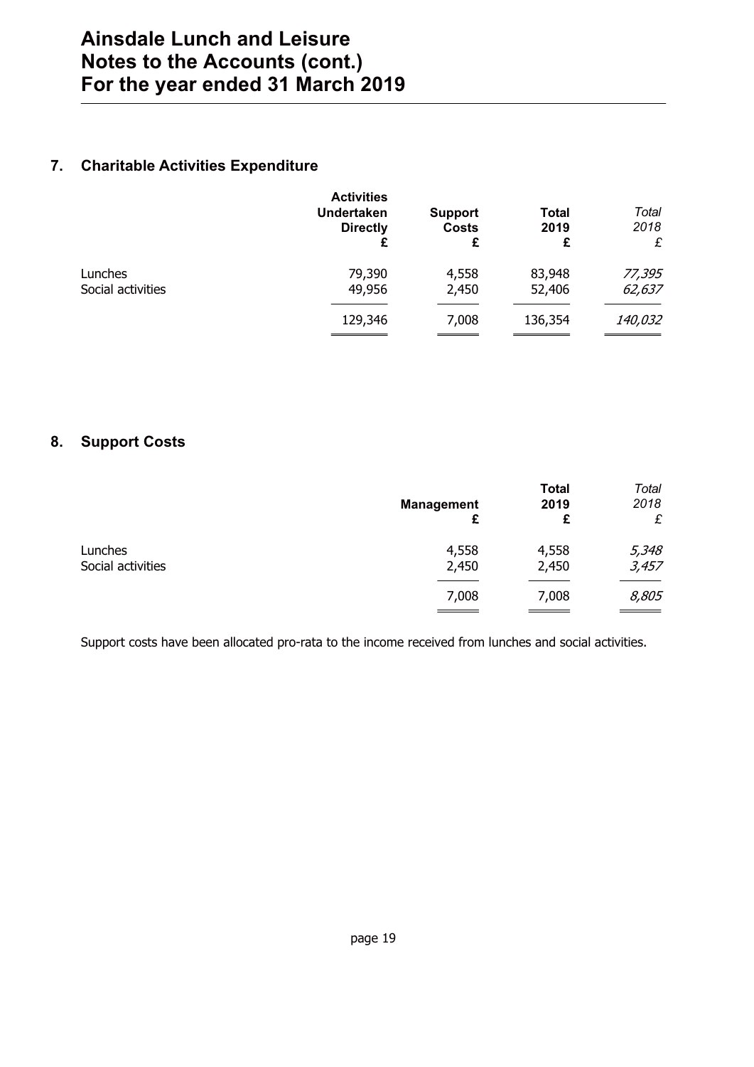# Ainsdale Lunch and Leisure
# Notes to the Accounts (cont.)
# For the year ended 31 March 2019

## 7. Charitable Activities Expenditure

| | Activities Undertaken Directly £ | Support Costs £ | Total 2019 £ | *Total 2018 £* |
|---|---|---|---|---|
| Lunches | 79,390 | 4,558 | 83,948 | *77,395* |
| Social activities | 49,956 | 2,450 | 52,406 | *62,637* |
| | 129,346 | 7,008 | 136,354 | *140,032* |

## 8. Support Costs

| | Management £ | Total 2019 £ | *Total 2018 £* |
|---|---|---|---|
| Lunches | 4,558 | 4,558 | *5,348* |
| Social activities | 2,450 | 2,450 | *3,457* |
| | 7,008 | 7,008 | *8,805* |

Support costs have been allocated pro-rata to the income received from lunches and social activities.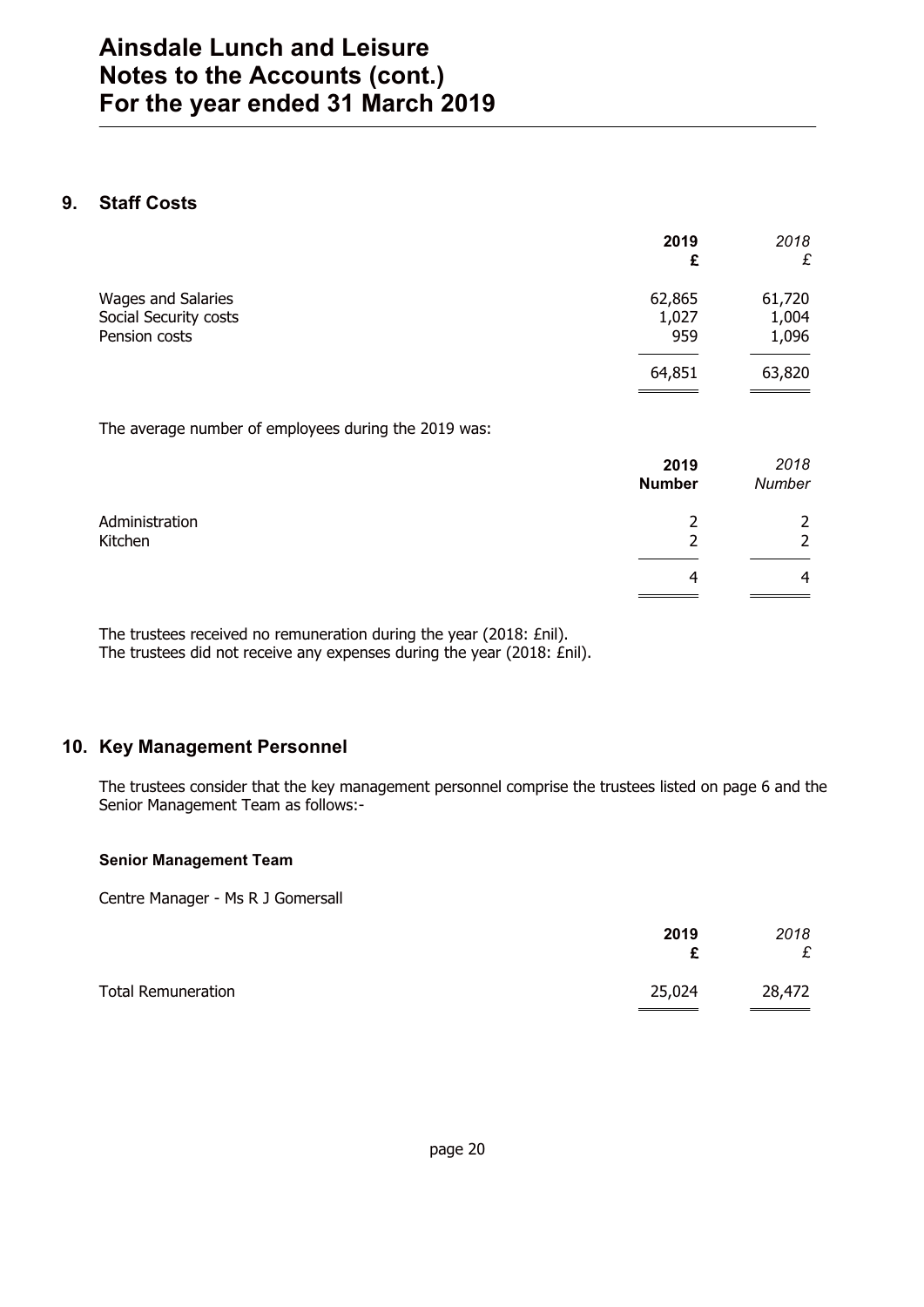## 9. Staff Costs

| | 2019 £ | *2018 £* |
|---|---|---|
| Wages and Salaries | 62,865 | 61,720 |
| Social Security costs | 1,027 | 1,004 |
| Pension costs | 959 | 1,096 |
| | 64,851 | 63,820 |

The average number of employees during the 2019 was:

| | 2019 Number | *2018 Number* |
|---|---|---|
| Administration | 2 | 2 |
| Kitchen | 2 | 2 |
| | 4 | 4 |

The trustees received no remuneration during the year (2018: £nil).
The trustees did not receive any expenses during the year (2018: £nil).

## 10. Key Management Personnel

The trustees consider that the key management personnel comprise the trustees listed on page 6 and the Senior Management Team as follows:-

**Senior Management Team**

Centre Manager - Ms R J Gomersall

| | 2019 £ | *2018 £* |
|---|---|---|
| Total Remuneration | 25,024 | 28,472 |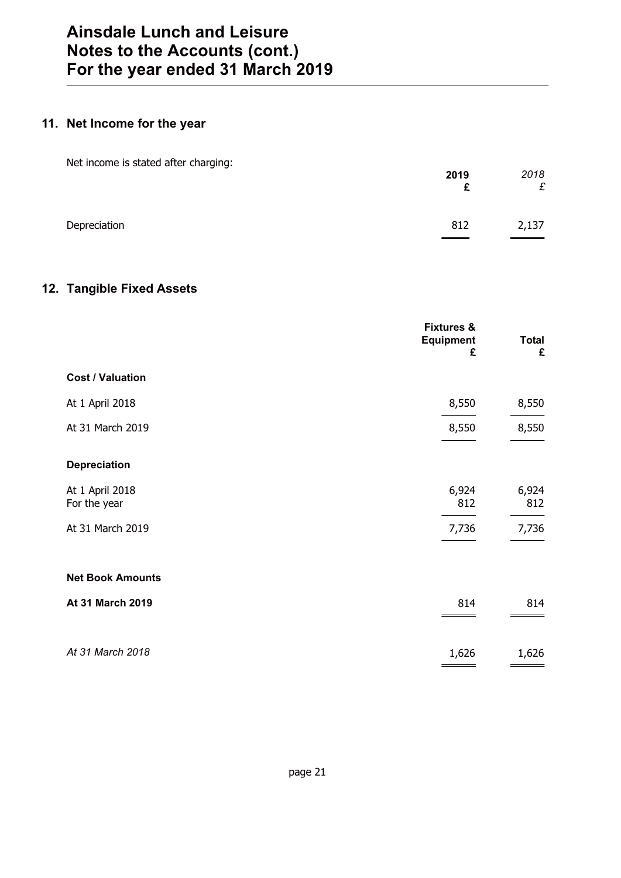# Ainsdale Lunch and Leisure
# Notes to the Accounts (cont.)
# For the year ended 31 March 2019

## 11. Net Income for the year

Net income is stated after charging:

| | **2019** **£** | *2018* *£* |
|---|---|---|
| Depreciation | 812 | 2,137 |

## 12. Tangible Fixed Assets

| | **Fixtures & Equipment** **£** | **Total** **£** |
|---|---|---|
| **Cost / Valuation** | | |
| At 1 April 2018 | 8,550 | 8,550 |
| At 31 March 2019 | 8,550 | 8,550 |
| **Depreciation** | | |
| At 1 April 2018 | 6,924 | 6,924 |
| For the year | 812 | 812 |
| At 31 March 2019 | 7,736 | 7,736 |
| **Net Book Amounts** | | |
| **At 31 March 2019** | 814 | 814 |
| *At 31 March 2018* | 1,626 | 1,626 |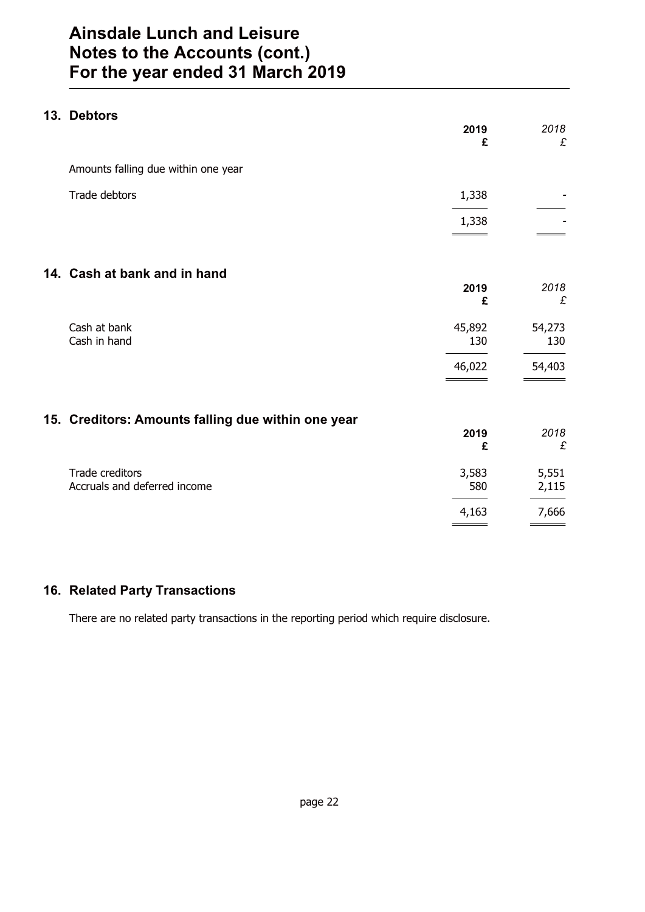# Ainsdale Lunch and Leisure
# Notes to the Accounts (cont.)
# For the year ended 31 March 2019

## 13. Debtors

| | 2019 £ | 2018 £ |
|---|---|---|
| Amounts falling due within one year | | |
| Trade debtors | 1,338 | - |
| | 1,338 | - |

## 14. Cash at bank and in hand

| | 2019 £ | 2018 £ |
|---|---|---|
| Cash at bank | 45,892 | 54,273 |
| Cash in hand | 130 | 130 |
| | 46,022 | 54,403 |

## 15. Creditors: Amounts falling due within one year

| | 2019 £ | 2018 £ |
|---|---|---|
| Trade creditors | 3,583 | 5,551 |
| Accruals and deferred income | 580 | 2,115 |
| | 4,163 | 7,666 |

## 16. Related Party Transactions

There are no related party transactions in the reporting period which require disclosure.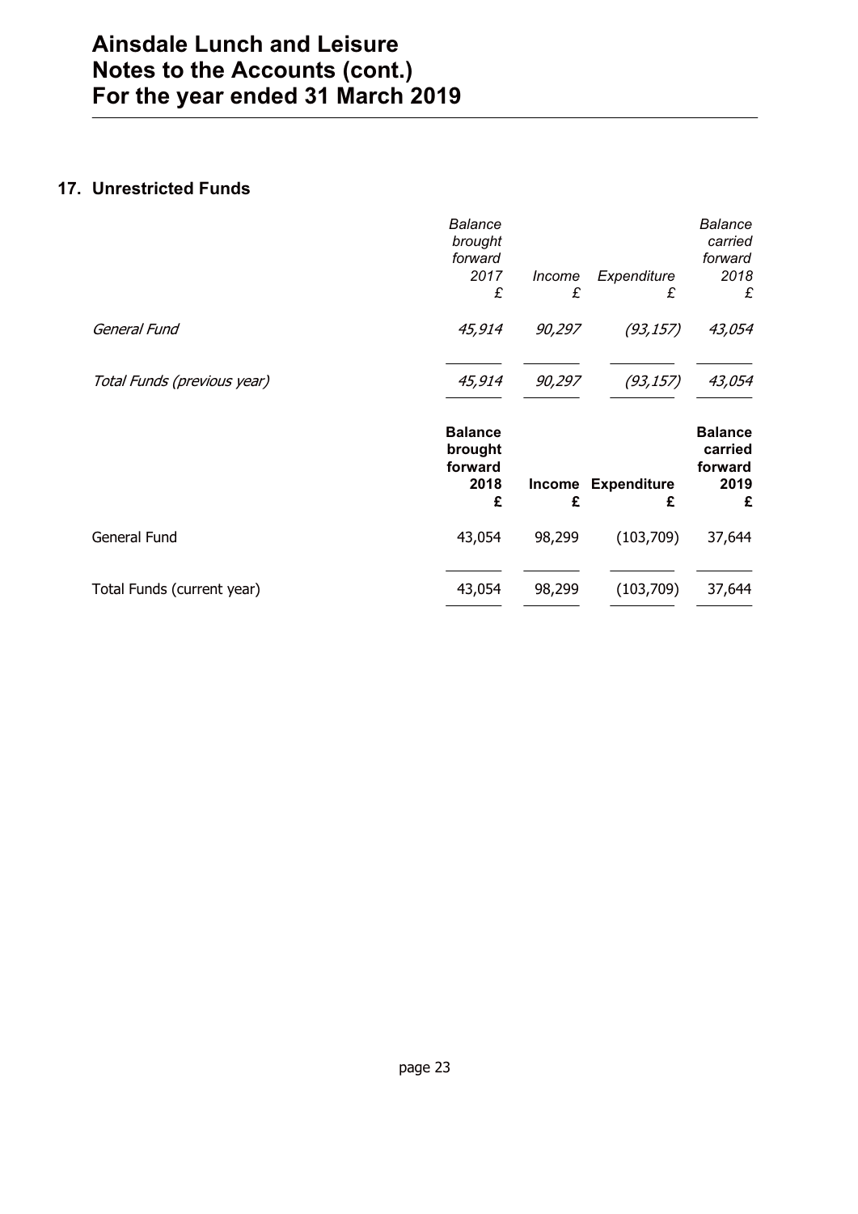# Ainsdale Lunch and Leisure
# Notes to the Accounts (cont.)
# For the year ended 31 March 2019

## 17. Unrestricted Funds

| | *Balance brought forward 2017 £* | *Income £* | *Expenditure £* | *Balance carried forward 2018 £* |
|---|---|---|---|---|
| *General Fund* | *45,914* | *90,297* | *(93,157)* | *43,054* |
| *Total Funds (previous year)* | *45,914* | *90,297* | *(93,157)* | *43,054* |

| | **Balance brought forward 2018 £** | **Income £** | **Expenditure £** | **Balance carried forward 2019 £** |
|---|---|---|---|---|
| General Fund | 43,054 | 98,299 | (103,709) | 37,644 |
| Total Funds (current year) | 43,054 | 98,299 | (103,709) | 37,644 |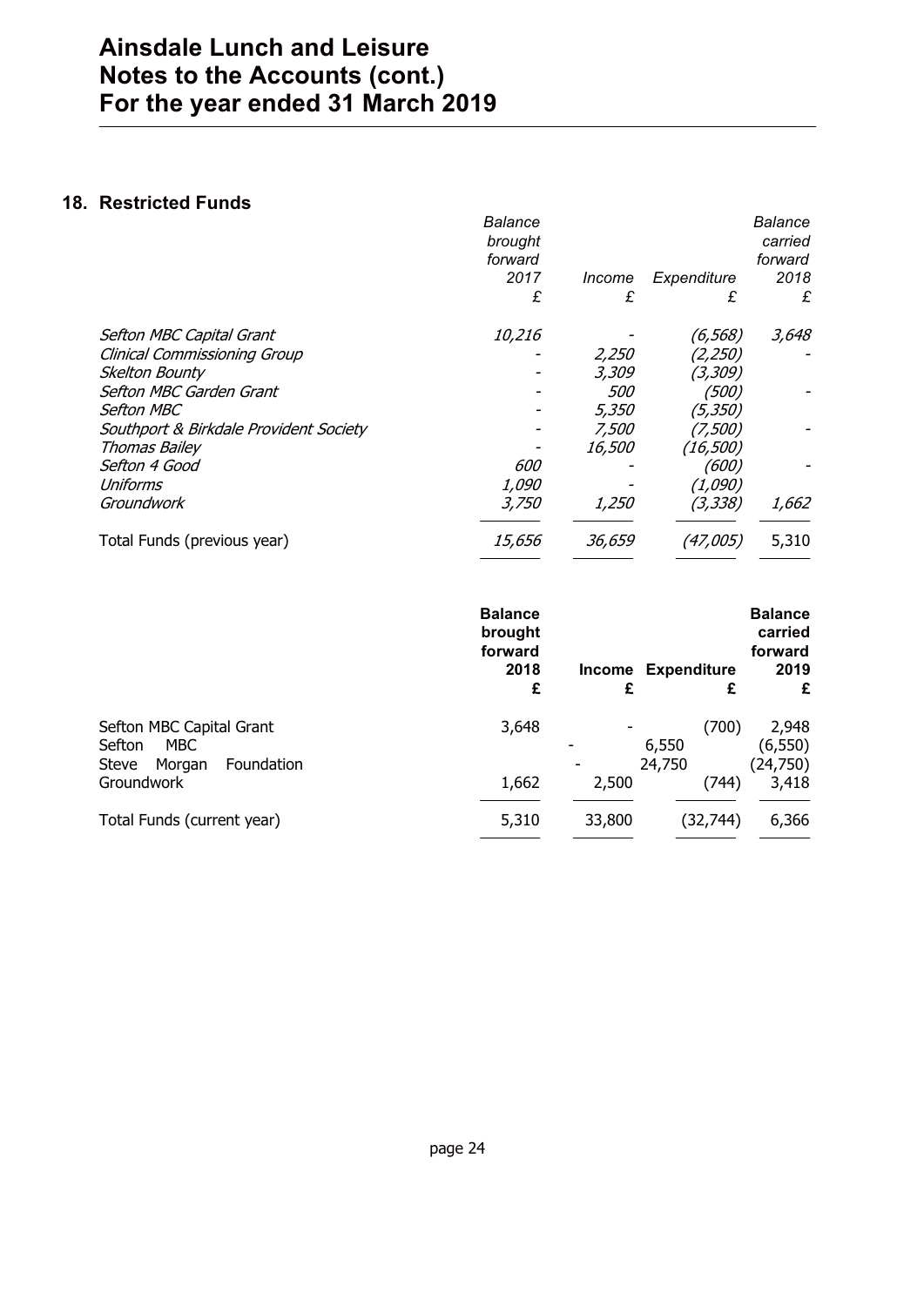## 18. Restricted Funds

| | *Balance brought forward 2017 £* | *Income £* | *Expenditure £* | *Balance carried forward 2018 £* |
|---|---|---|---|---|
| *Sefton MBC Capital Grant* | *10,216* | *-* | *(6,568)* | *3,648* |
| *Clinical Commissioning Group* | *-* | *2,250* | *(2,250)* | *-* |
| *Skelton Bounty* | *-* | *3,309* | *(3,309)* | |
| *Sefton MBC Garden Grant* | *-* | *500* | *(500)* | *-* |
| *Sefton MBC* | *-* | *5,350* | *(5,350)* | |
| *Southport & Birkdale Provident Society* | *-* | *7,500* | *(7,500)* | *-* |
| *Thomas Bailey* | *-* | *16,500* | *(16,500)* | |
| *Sefton 4 Good* | *600* | *-* | *(600)* | *-* |
| *Uniforms* | *1,090* | *-* | *(1,090)* | |
| *Groundwork* | *3,750* | *1,250* | *(3,338)* | *1,662* |
| Total Funds (previous year) | *15,656* | *36,659* | *(47,005)* | 5,310 |

| | **Balance brought forward 2018 £** | **Income £** | **Expenditure £** | **Balance carried forward 2019 £** |
|---|---|---|---|---|
| Sefton MBC Capital Grant | 3,648 | - | (700) | 2,948 |
| Sefton MBC | | - | 6,550 | (6,550) |
| Steve Morgan Foundation | | - | 24,750 | (24,750) |
| Groundwork | 1,662 | 2,500 | (744) | 3,418 |
| Total Funds (current year) | 5,310 | 33,800 | (32,744) | 6,366 |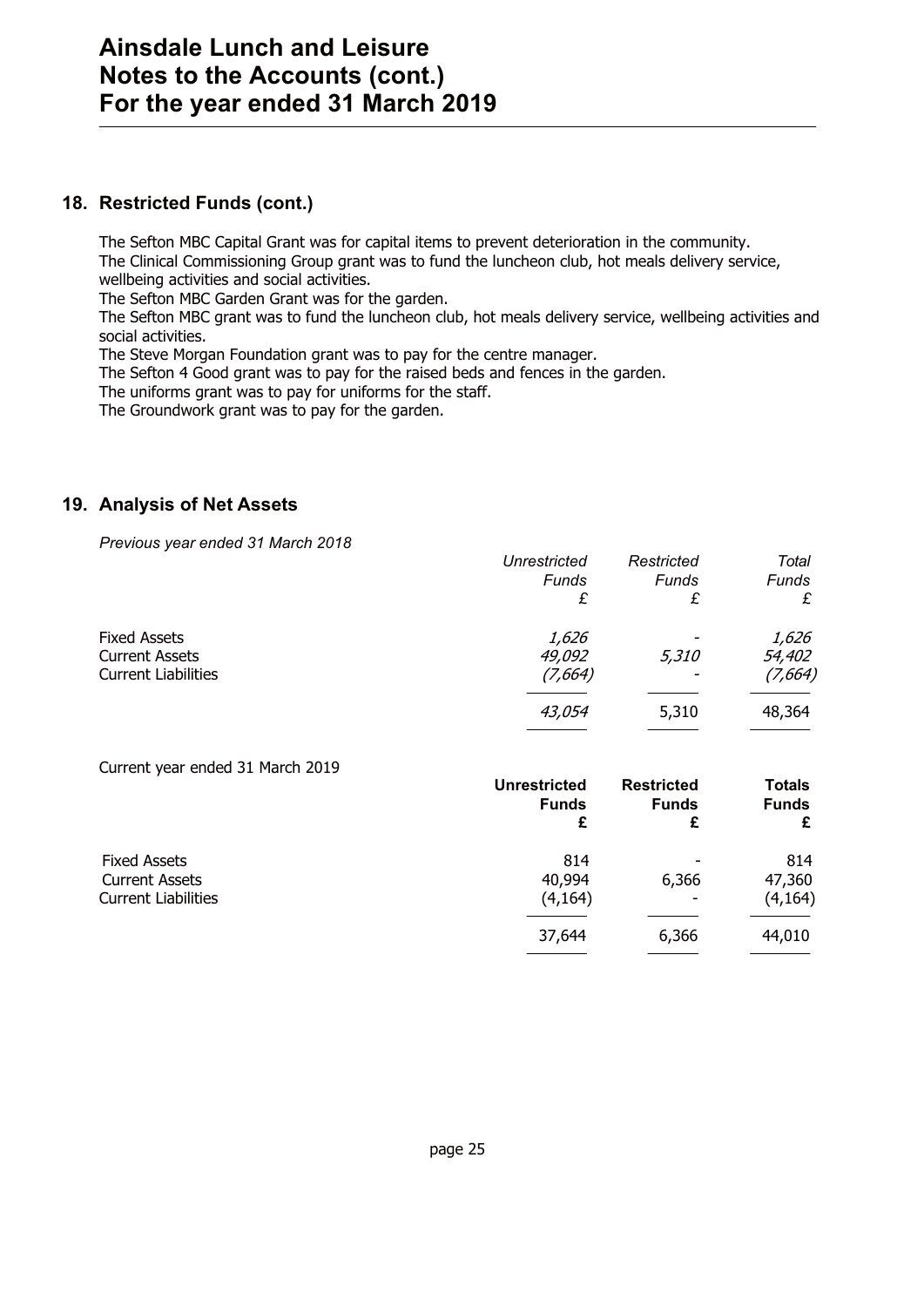# Ainsdale Lunch and Leisure
# Notes to the Accounts (cont.)
# For the year ended 31 March 2019

## 18. Restricted Funds (cont.)

The Sefton MBC Capital Grant was for capital items to prevent deterioration in the community.
The Clinical Commissioning Group grant was to fund the luncheon club, hot meals delivery service, wellbeing activities and social activities.
The Sefton MBC Garden Grant was for the garden.
The Sefton MBC grant was to fund the luncheon club, hot meals delivery service, wellbeing activities and social activities.
The Steve Morgan Foundation grant was to pay for the centre manager.
The Sefton 4 Good grant was to pay for the raised beds and fences in the garden.
The uniforms grant was to pay for uniforms for the staff.
The Groundwork grant was to pay for the garden.

## 19. Analysis of Net Assets

*Previous year ended 31 March 2018*

| | *Unrestricted Funds £* | *Restricted Funds £* | *Total Funds £* |
|---|---|---|---|
| Fixed Assets | *1,626* | - | *1,626* |
| Current Assets | *49,092* | *5,310* | *54,402* |
| Current Liabilities | *(7,664)* | - | *(7,664)* |
| | *43,054* | 5,310 | 48,364 |

Current year ended 31 March 2019

| | **Unrestricted Funds £** | **Restricted Funds £** | **Totals Funds £** |
|---|---|---|---|
| Fixed Assets | 814 | - | 814 |
| Current Assets | 40,994 | 6,366 | 47,360 |
| Current Liabilities | (4,164) | - | (4,164) |
| | 37,644 | 6,366 | 44,010 |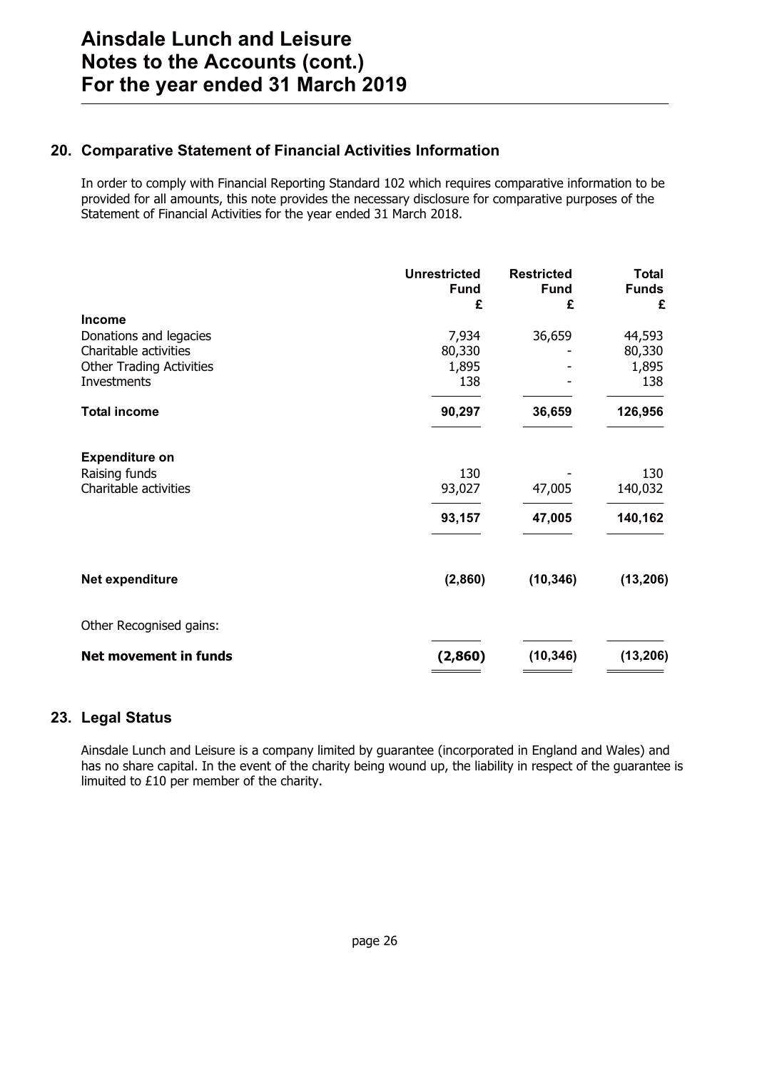# Ainsdale Lunch and Leisure
# Notes to the Accounts (cont.)
# For the year ended 31 March 2019

## 20. Comparative Statement of Financial Activities Information

In order to comply with Financial Reporting Standard 102 which requires comparative information to be provided for all amounts, this note provides the necessary disclosure for comparative purposes of the Statement of Financial Activities for the year ended 31 March 2018.

| | Unrestricted Fund £ | Restricted Fund £ | Total Funds £ |
|---|---|---|---|
| **Income** | | | |
| Donations and legacies | 7,934 | 36,659 | 44,593 |
| Charitable activities | 80,330 | - | 80,330 |
| Other Trading Activities | 1,895 | - | 1,895 |
| Investments | 138 | - | 138 |
| **Total income** | **90,297** | **36,659** | **126,956** |
| **Expenditure on** | | | |
| Raising funds | 130 | - | 130 |
| Charitable activities | 93,027 | 47,005 | 140,032 |
| | **93,157** | **47,005** | **140,162** |
| **Net expenditure** | **(2,860)** | **(10,346)** | **(13,206)** |
| Other Recognised gains: | | | |
| **Net movement in funds** | **(2,860)** | **(10,346)** | **(13,206)** |

## 23. Legal Status

Ainsdale Lunch and Leisure is a company limited by guarantee (incorporated in England and Wales) and has no share capital. In the event of the charity being wound up, the liability in respect of the guarantee is limuited to £10 per member of the charity.